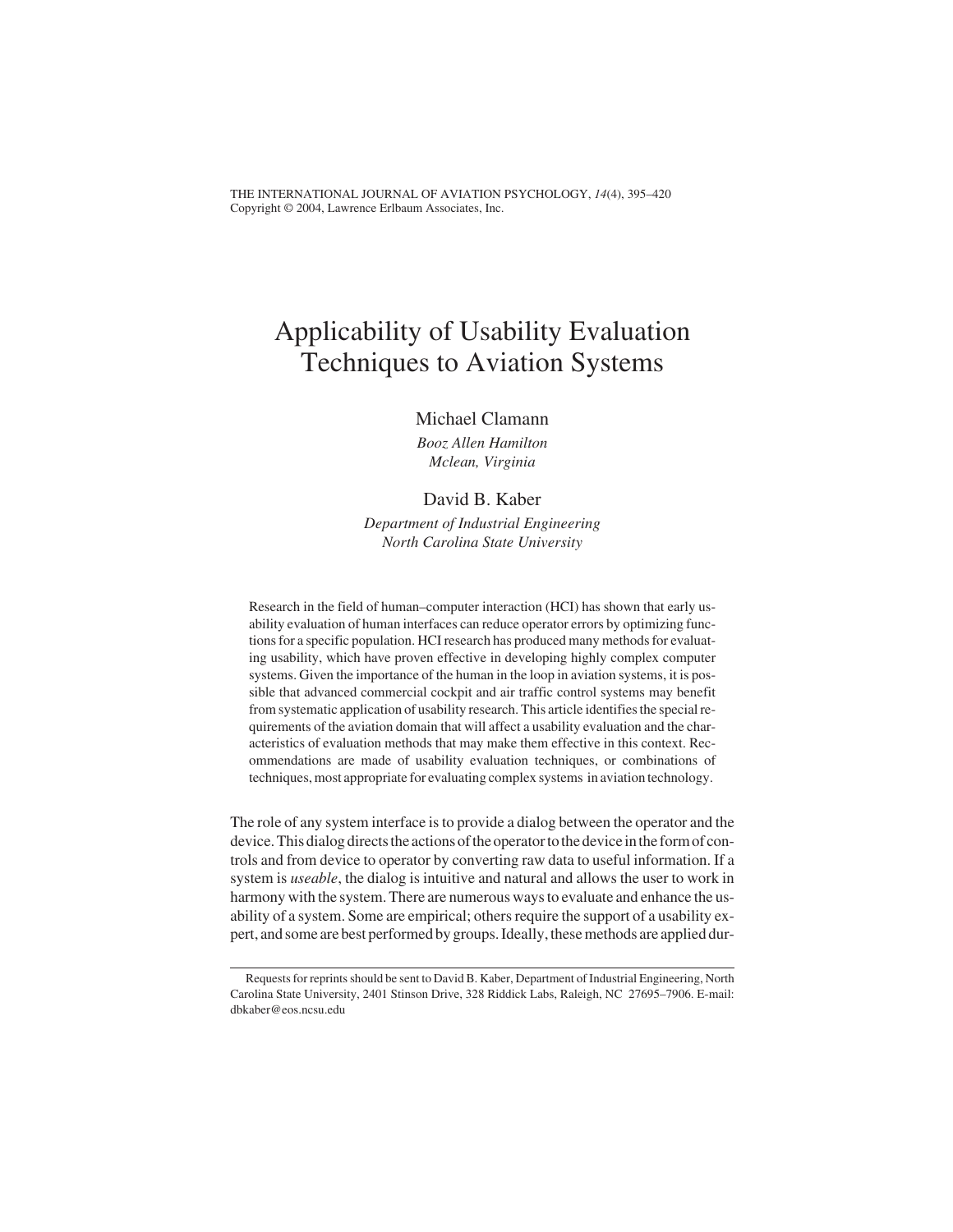# Applicability of Usability Evaluation Techniques to Aviation Systems

Michael Clamann

*Booz Allen Hamilton*
*Mclean, Virginia*

David B. Kaber

*Department of Industrial Engineering*
*North Carolina State University*

Research in the field of human–computer interaction (HCI) has shown that early usability evaluation of human interfaces can reduce operator errors by optimizing functions for a specific population. HCI research has produced many methods for evaluating usability, which have proven effective in developing highly complex computer systems. Given the importance of the human in the loop in aviation systems, it is possible that advanced commercial cockpit and air traffic control systems may benefit from systematic application of usability research. This article identifies the special requirements of the aviation domain that will affect a usability evaluation and the characteristics of evaluation methods that may make them effective in this context. Recommendations are made of usability evaluation techniques, or combinations of techniques, most appropriate for evaluating complex systems in aviation technology.

The role of any system interface is to provide a dialog between the operator and the device. This dialog directs the actions of the operator to the device in the form of controls and from device to operator by converting raw data to useful information. If a system is *useable*, the dialog is intuitive and natural and allows the user to work in harmony with the system. There are numerous ways to evaluate and enhance the usability of a system. Some are empirical; others require the support of a usability expert, and some are best performed by groups. Ideally, these methods are applied dur-

Requests for reprints should be sent to David B. Kaber, Department of Industrial Engineering, North Carolina State University, 2401 Stinson Drive, 328 Riddick Labs, Raleigh, NC 27695–7906. E-mail: dbkaber@eos.ncsu.edu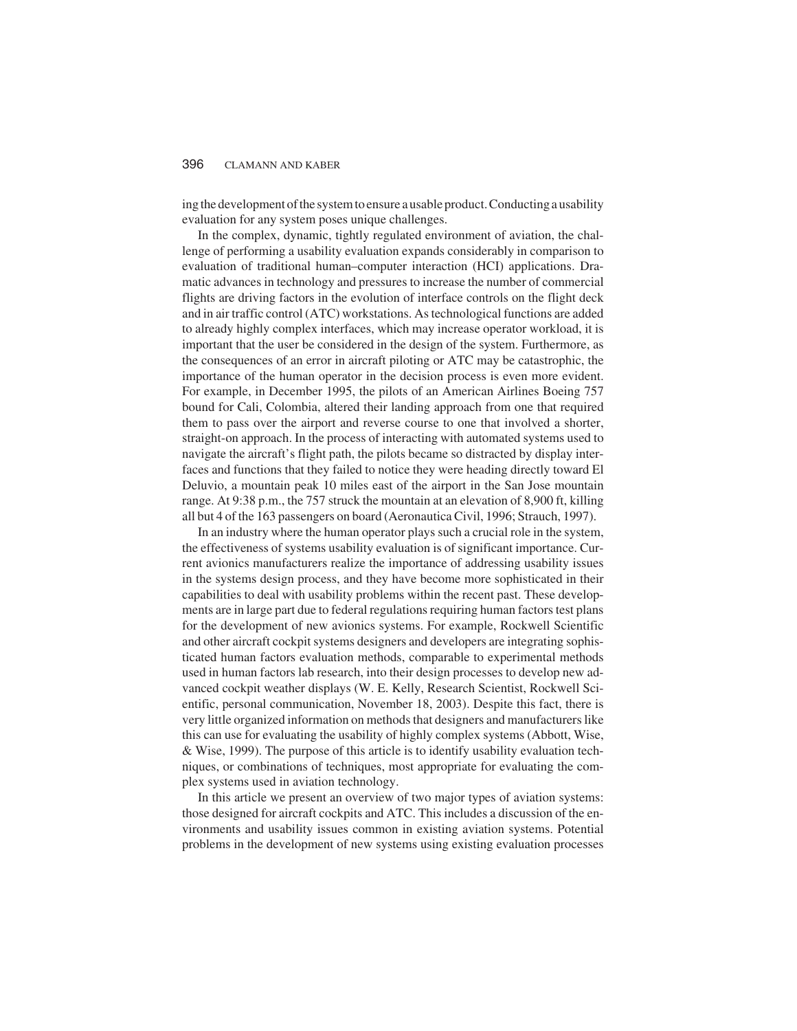ing the development of the system to ensure a usable product. Conducting a usability evaluation for any system poses unique challenges.

In the complex, dynamic, tightly regulated environment of aviation, the challenge of performing a usability evaluation expands considerably in comparison to evaluation of traditional human–computer interaction (HCI) applications. Dramatic advances in technology and pressures to increase the number of commercial flights are driving factors in the evolution of interface controls on the flight deck and in air traffic control (ATC) workstations. As technological functions are added to already highly complex interfaces, which may increase operator workload, it is important that the user be considered in the design of the system. Furthermore, as the consequences of an error in aircraft piloting or ATC may be catastrophic, the importance of the human operator in the decision process is even more evident. For example, in December 1995, the pilots of an American Airlines Boeing 757 bound for Cali, Colombia, altered their landing approach from one that required them to pass over the airport and reverse course to one that involved a shorter, straight-on approach. In the process of interacting with automated systems used to navigate the aircraft's flight path, the pilots became so distracted by display interfaces and functions that they failed to notice they were heading directly toward El Deluvio, a mountain peak 10 miles east of the airport in the San Jose mountain range. At 9:38 p.m., the 757 struck the mountain at an elevation of 8,900 ft, killing all but 4 of the 163 passengers on board (Aeronautica Civil, 1996; Strauch, 1997).

In an industry where the human operator plays such a crucial role in the system, the effectiveness of systems usability evaluation is of significant importance. Current avionics manufacturers realize the importance of addressing usability issues in the systems design process, and they have become more sophisticated in their capabilities to deal with usability problems within the recent past. These developments are in large part due to federal regulations requiring human factors test plans for the development of new avionics systems. For example, Rockwell Scientific and other aircraft cockpit systems designers and developers are integrating sophisticated human factors evaluation methods, comparable to experimental methods used in human factors lab research, into their design processes to develop new advanced cockpit weather displays (W. E. Kelly, Research Scientist, Rockwell Scientific, personal communication, November 18, 2003). Despite this fact, there is very little organized information on methods that designers and manufacturers like this can use for evaluating the usability of highly complex systems (Abbott, Wise, & Wise, 1999). The purpose of this article is to identify usability evaluation techniques, or combinations of techniques, most appropriate for evaluating the complex systems used in aviation technology.

In this article we present an overview of two major types of aviation systems: those designed for aircraft cockpits and ATC. This includes a discussion of the environments and usability issues common in existing aviation systems. Potential problems in the development of new systems using existing evaluation processes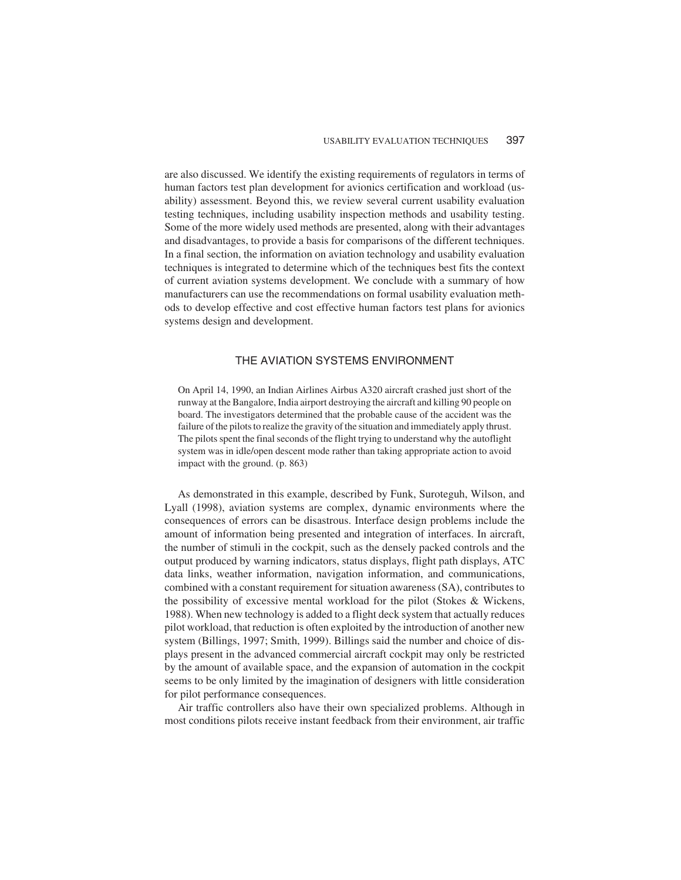are also discussed. We identify the existing requirements of regulators in terms of human factors test plan development for avionics certification and workload (usability) assessment. Beyond this, we review several current usability evaluation testing techniques, including usability inspection methods and usability testing. Some of the more widely used methods are presented, along with their advantages and disadvantages, to provide a basis for comparisons of the different techniques. In a final section, the information on aviation technology and usability evaluation techniques is integrated to determine which of the techniques best fits the context of current aviation systems development. We conclude with a summary of how manufacturers can use the recommendations on formal usability evaluation methods to develop effective and cost effective human factors test plans for avionics systems design and development.

## THE AVIATION SYSTEMS ENVIRONMENT

> On April 14, 1990, an Indian Airlines Airbus A320 aircraft crashed just short of the runway at the Bangalore, India airport destroying the aircraft and killing 90 people on board. The investigators determined that the probable cause of the accident was the failure of the pilots to realize the gravity of the situation and immediately apply thrust. The pilots spent the final seconds of the flight trying to understand why the autoflight system was in idle/open descent mode rather than taking appropriate action to avoid impact with the ground. (p. 863)

As demonstrated in this example, described by Funk, Suroteguh, Wilson, and Lyall (1998), aviation systems are complex, dynamic environments where the consequences of errors can be disastrous. Interface design problems include the amount of information being presented and integration of interfaces. In aircraft, the number of stimuli in the cockpit, such as the densely packed controls and the output produced by warning indicators, status displays, flight path displays, ATC data links, weather information, navigation information, and communications, combined with a constant requirement for situation awareness (SA), contributes to the possibility of excessive mental workload for the pilot (Stokes & Wickens, 1988). When new technology is added to a flight deck system that actually reduces pilot workload, that reduction is often exploited by the introduction of another new system (Billings, 1997; Smith, 1999). Billings said the number and choice of displays present in the advanced commercial aircraft cockpit may only be restricted by the amount of available space, and the expansion of automation in the cockpit seems to be only limited by the imagination of designers with little consideration for pilot performance consequences.

Air traffic controllers also have their own specialized problems. Although in most conditions pilots receive instant feedback from their environment, air traffic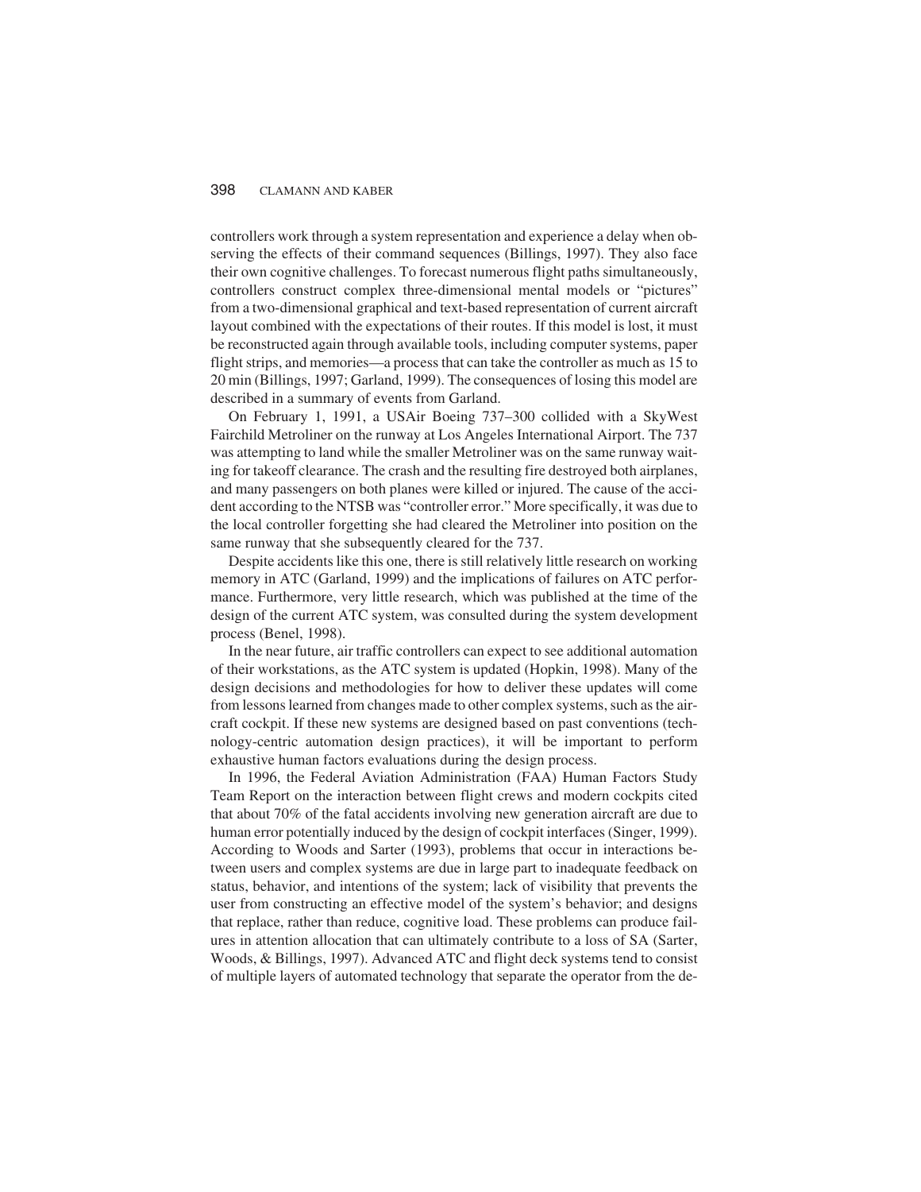controllers work through a system representation and experience a delay when observing the effects of their command sequences (Billings, 1997). They also face their own cognitive challenges. To forecast numerous flight paths simultaneously, controllers construct complex three-dimensional mental models or "pictures" from a two-dimensional graphical and text-based representation of current aircraft layout combined with the expectations of their routes. If this model is lost, it must be reconstructed again through available tools, including computer systems, paper flight strips, and memories—a process that can take the controller as much as 15 to 20 min (Billings, 1997; Garland, 1999). The consequences of losing this model are described in a summary of events from Garland.

On February 1, 1991, a USAir Boeing 737–300 collided with a SkyWest Fairchild Metroliner on the runway at Los Angeles International Airport. The 737 was attempting to land while the smaller Metroliner was on the same runway waiting for takeoff clearance. The crash and the resulting fire destroyed both airplanes, and many passengers on both planes were killed or injured. The cause of the accident according to the NTSB was "controller error." More specifically, it was due to the local controller forgetting she had cleared the Metroliner into position on the same runway that she subsequently cleared for the 737.

Despite accidents like this one, there is still relatively little research on working memory in ATC (Garland, 1999) and the implications of failures on ATC performance. Furthermore, very little research, which was published at the time of the design of the current ATC system, was consulted during the system development process (Benel, 1998).

In the near future, air traffic controllers can expect to see additional automation of their workstations, as the ATC system is updated (Hopkin, 1998). Many of the design decisions and methodologies for how to deliver these updates will come from lessons learned from changes made to other complex systems, such as the aircraft cockpit. If these new systems are designed based on past conventions (technology-centric automation design practices), it will be important to perform exhaustive human factors evaluations during the design process.

In 1996, the Federal Aviation Administration (FAA) Human Factors Study Team Report on the interaction between flight crews and modern cockpits cited that about 70% of the fatal accidents involving new generation aircraft are due to human error potentially induced by the design of cockpit interfaces (Singer, 1999). According to Woods and Sarter (1993), problems that occur in interactions between users and complex systems are due in large part to inadequate feedback on status, behavior, and intentions of the system; lack of visibility that prevents the user from constructing an effective model of the system's behavior; and designs that replace, rather than reduce, cognitive load. These problems can produce failures in attention allocation that can ultimately contribute to a loss of SA (Sarter, Woods, & Billings, 1997). Advanced ATC and flight deck systems tend to consist of multiple layers of automated technology that separate the operator from the de-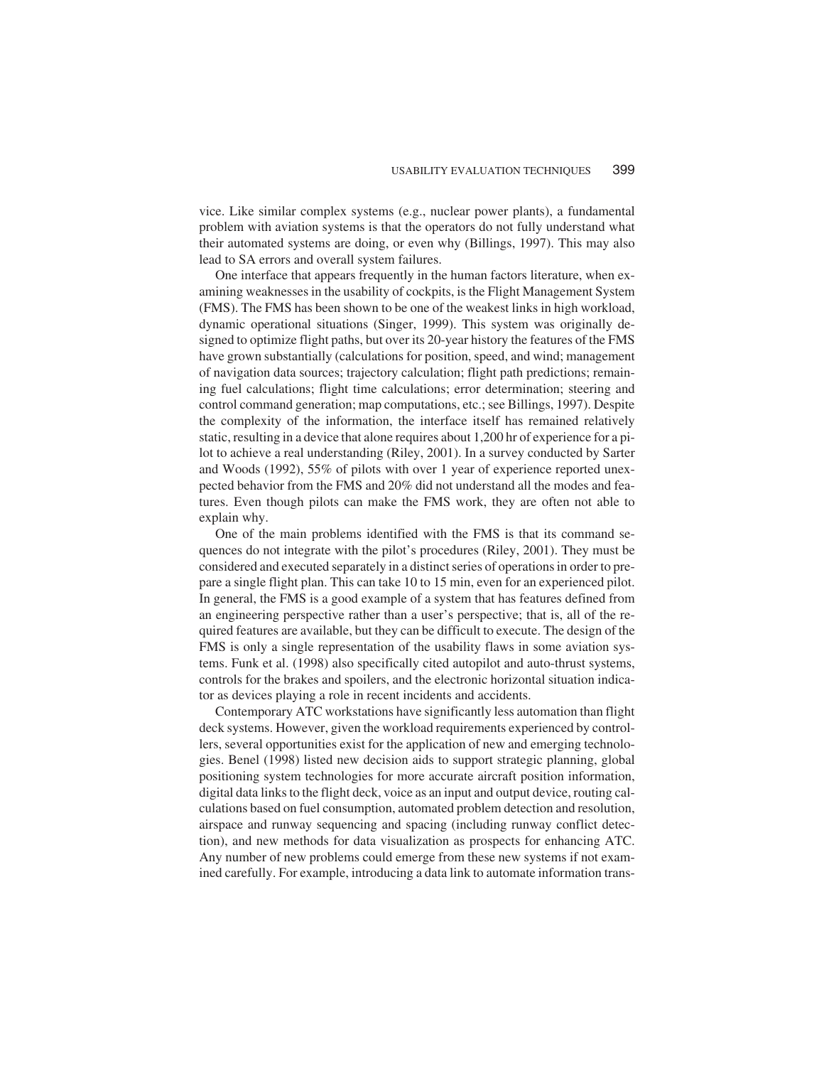vice. Like similar complex systems (e.g., nuclear power plants), a fundamental problem with aviation systems is that the operators do not fully understand what their automated systems are doing, or even why (Billings, 1997). This may also lead to SA errors and overall system failures.

One interface that appears frequently in the human factors literature, when examining weaknesses in the usability of cockpits, is the Flight Management System (FMS). The FMS has been shown to be one of the weakest links in high workload, dynamic operational situations (Singer, 1999). This system was originally designed to optimize flight paths, but over its 20-year history the features of the FMS have grown substantially (calculations for position, speed, and wind; management of navigation data sources; trajectory calculation; flight path predictions; remaining fuel calculations; flight time calculations; error determination; steering and control command generation; map computations, etc.; see Billings, 1997). Despite the complexity of the information, the interface itself has remained relatively static, resulting in a device that alone requires about 1,200 hr of experience for a pilot to achieve a real understanding (Riley, 2001). In a survey conducted by Sarter and Woods (1992), 55% of pilots with over 1 year of experience reported unexpected behavior from the FMS and 20% did not understand all the modes and features. Even though pilots can make the FMS work, they are often not able to explain why.

One of the main problems identified with the FMS is that its command sequences do not integrate with the pilot's procedures (Riley, 2001). They must be considered and executed separately in a distinct series of operations in order to prepare a single flight plan. This can take 10 to 15 min, even for an experienced pilot. In general, the FMS is a good example of a system that has features defined from an engineering perspective rather than a user's perspective; that is, all of the required features are available, but they can be difficult to execute. The design of the FMS is only a single representation of the usability flaws in some aviation systems. Funk et al. (1998) also specifically cited autopilot and auto-thrust systems, controls for the brakes and spoilers, and the electronic horizontal situation indicator as devices playing a role in recent incidents and accidents.

Contemporary ATC workstations have significantly less automation than flight deck systems. However, given the workload requirements experienced by controllers, several opportunities exist for the application of new and emerging technologies. Benel (1998) listed new decision aids to support strategic planning, global positioning system technologies for more accurate aircraft position information, digital data links to the flight deck, voice as an input and output device, routing calculations based on fuel consumption, automated problem detection and resolution, airspace and runway sequencing and spacing (including runway conflict detection), and new methods for data visualization as prospects for enhancing ATC. Any number of new problems could emerge from these new systems if not examined carefully. For example, introducing a data link to automate information trans-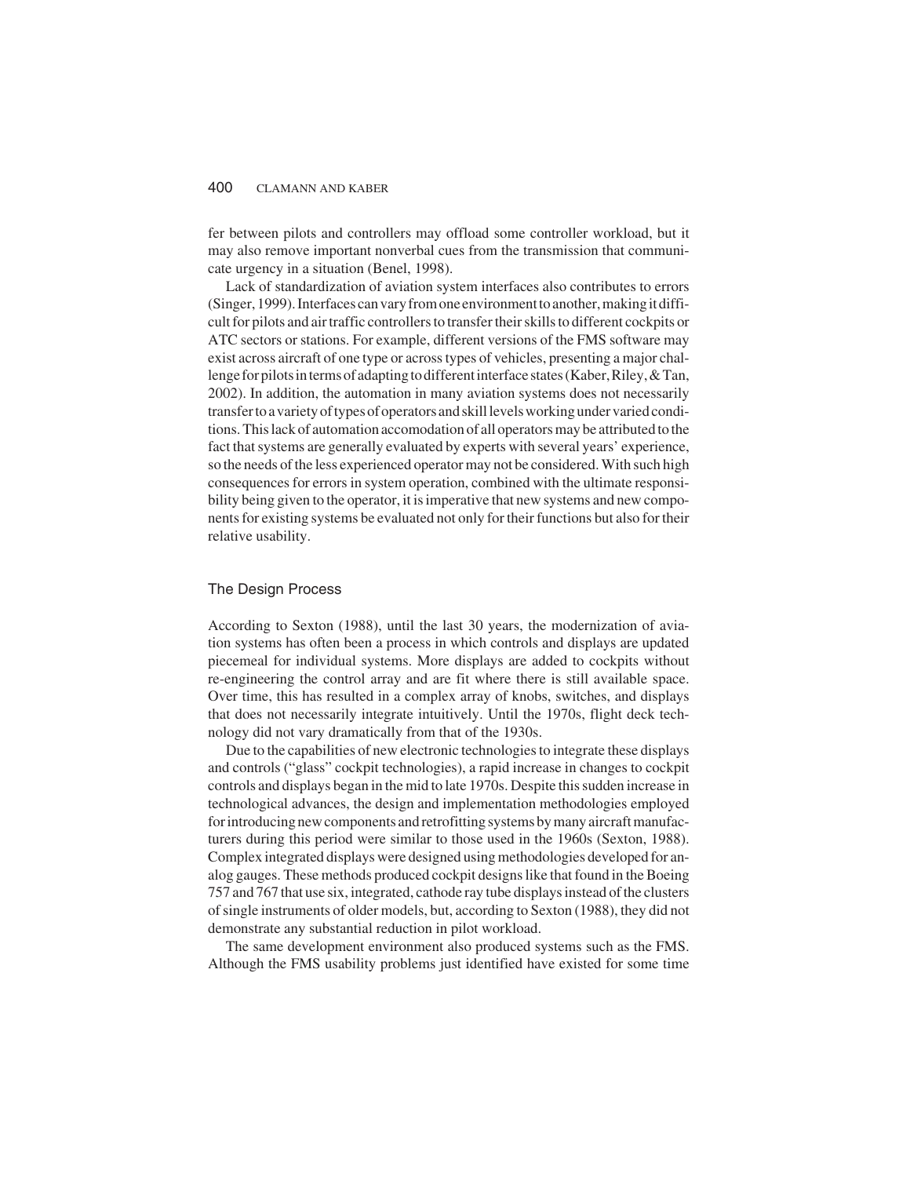fer between pilots and controllers may offload some controller workload, but it may also remove important nonverbal cues from the transmission that communicate urgency in a situation (Benel, 1998).

Lack of standardization of aviation system interfaces also contributes to errors (Singer, 1999). Interfaces can vary from one environment to another, making it difficult for pilots and air traffic controllers to transfer their skills to different cockpits or ATC sectors or stations. For example, different versions of the FMS software may exist across aircraft of one type or across types of vehicles, presenting a major challenge for pilots in terms of adapting to different interface states (Kaber, Riley, & Tan, 2002). In addition, the automation in many aviation systems does not necessarily transfer to a variety of types of operators and skill levels working under varied conditions. This lack of automation accomodation of all operators may be attributed to the fact that systems are generally evaluated by experts with several years' experience, so the needs of the less experienced operator may not be considered. With such high consequences for errors in system operation, combined with the ultimate responsibility being given to the operator, it is imperative that new systems and new components for existing systems be evaluated not only for their functions but also for their relative usability.

## The Design Process

According to Sexton (1988), until the last 30 years, the modernization of aviation systems has often been a process in which controls and displays are updated piecemeal for individual systems. More displays are added to cockpits without re-engineering the control array and are fit where there is still available space. Over time, this has resulted in a complex array of knobs, switches, and displays that does not necessarily integrate intuitively. Until the 1970s, flight deck technology did not vary dramatically from that of the 1930s.

Due to the capabilities of new electronic technologies to integrate these displays and controls ("glass" cockpit technologies), a rapid increase in changes to cockpit controls and displays began in the mid to late 1970s. Despite this sudden increase in technological advances, the design and implementation methodologies employed for introducing new components and retrofitting systems by many aircraft manufacturers during this period were similar to those used in the 1960s (Sexton, 1988). Complex integrated displays were designed using methodologies developed for analog gauges. These methods produced cockpit designs like that found in the Boeing 757 and 767 that use six, integrated, cathode ray tube displays instead of the clusters of single instruments of older models, but, according to Sexton (1988), they did not demonstrate any substantial reduction in pilot workload.

The same development environment also produced systems such as the FMS. Although the FMS usability problems just identified have existed for some time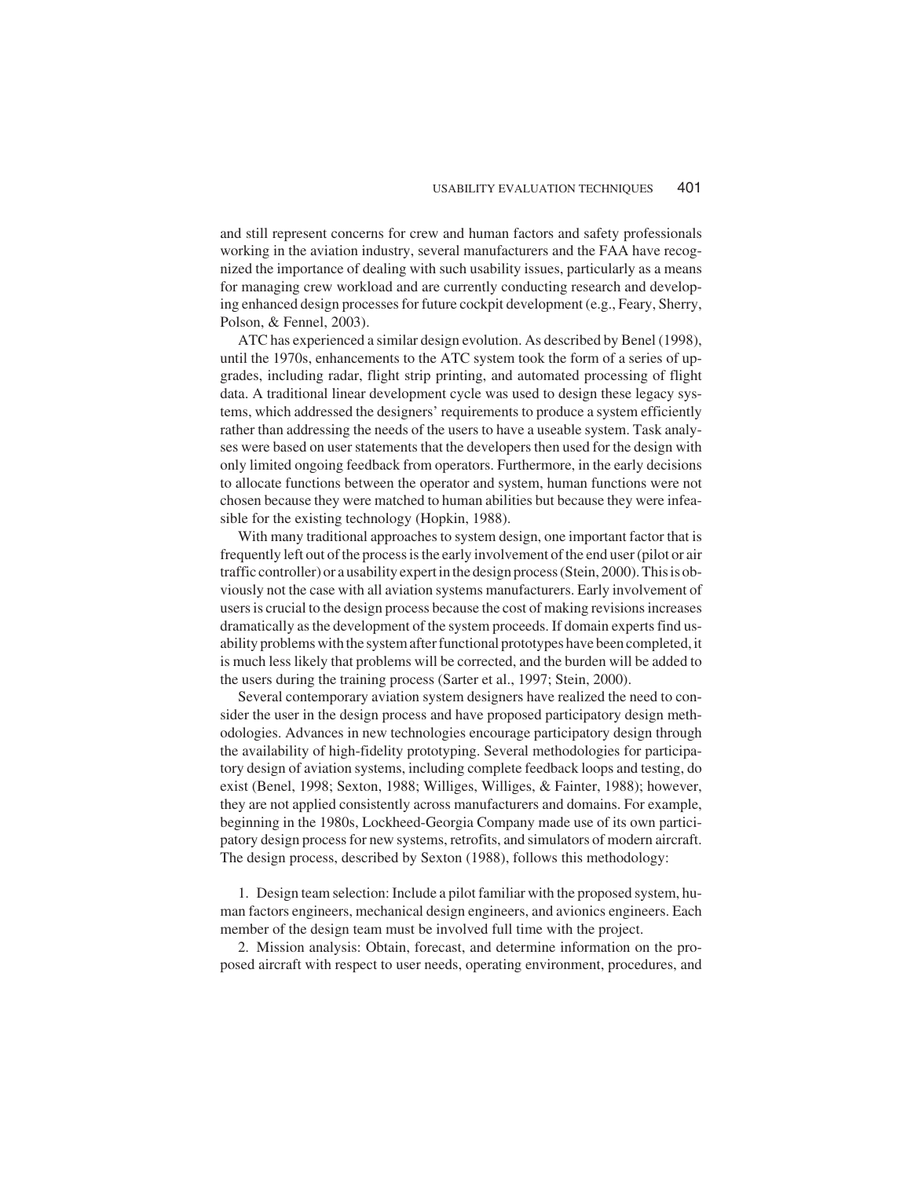and still represent concerns for crew and human factors and safety professionals working in the aviation industry, several manufacturers and the FAA have recognized the importance of dealing with such usability issues, particularly as a means for managing crew workload and are currently conducting research and developing enhanced design processes for future cockpit development (e.g., Feary, Sherry, Polson, & Fennel, 2003).

ATC has experienced a similar design evolution. As described by Benel (1998), until the 1970s, enhancements to the ATC system took the form of a series of upgrades, including radar, flight strip printing, and automated processing of flight data. A traditional linear development cycle was used to design these legacy systems, which addressed the designers' requirements to produce a system efficiently rather than addressing the needs of the users to have a useable system. Task analyses were based on user statements that the developers then used for the design with only limited ongoing feedback from operators. Furthermore, in the early decisions to allocate functions between the operator and system, human functions were not chosen because they were matched to human abilities but because they were infeasible for the existing technology (Hopkin, 1988).

With many traditional approaches to system design, one important factor that is frequently left out of the process is the early involvement of the end user (pilot or air traffic controller) or a usability expert in the design process (Stein, 2000). This is obviously not the case with all aviation systems manufacturers. Early involvement of users is crucial to the design process because the cost of making revisions increases dramatically as the development of the system proceeds. If domain experts find usability problems with the system after functional prototypes have been completed, it is much less likely that problems will be corrected, and the burden will be added to the users during the training process (Sarter et al., 1997; Stein, 2000).

Several contemporary aviation system designers have realized the need to consider the user in the design process and have proposed participatory design methodologies. Advances in new technologies encourage participatory design through the availability of high-fidelity prototyping. Several methodologies for participatory design of aviation systems, including complete feedback loops and testing, do exist (Benel, 1998; Sexton, 1988; Williges, Williges, & Fainter, 1988); however, they are not applied consistently across manufacturers and domains. For example, beginning in the 1980s, Lockheed-Georgia Company made use of its own participatory design process for new systems, retrofits, and simulators of modern aircraft. The design process, described by Sexton (1988), follows this methodology:

1. Design team selection: Include a pilot familiar with the proposed system, human factors engineers, mechanical design engineers, and avionics engineers. Each member of the design team must be involved full time with the project.

2. Mission analysis: Obtain, forecast, and determine information on the proposed aircraft with respect to user needs, operating environment, procedures, and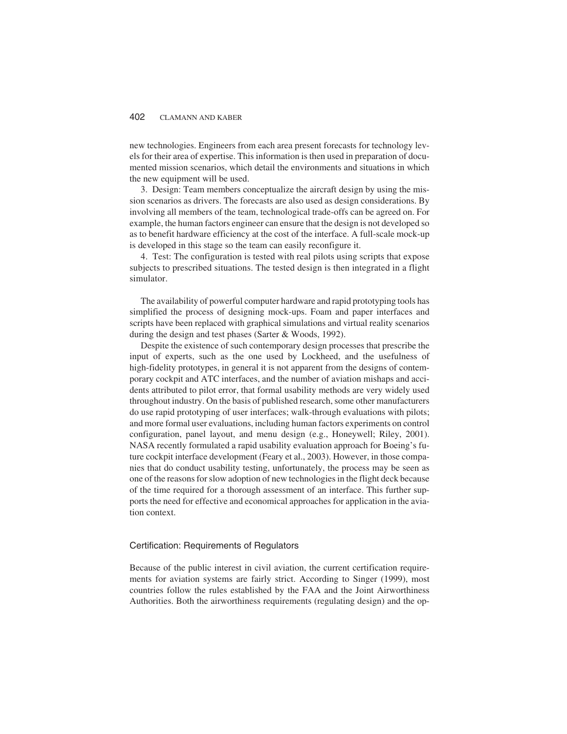new technologies. Engineers from each area present forecasts for technology levels for their area of expertise. This information is then used in preparation of documented mission scenarios, which detail the environments and situations in which the new equipment will be used.

3. Design: Team members conceptualize the aircraft design by using the mission scenarios as drivers. The forecasts are also used as design considerations. By involving all members of the team, technological trade-offs can be agreed on. For example, the human factors engineer can ensure that the design is not developed so as to benefit hardware efficiency at the cost of the interface. A full-scale mock-up is developed in this stage so the team can easily reconfigure it.

4. Test: The configuration is tested with real pilots using scripts that expose subjects to prescribed situations. The tested design is then integrated in a flight simulator.

The availability of powerful computer hardware and rapid prototyping tools has simplified the process of designing mock-ups. Foam and paper interfaces and scripts have been replaced with graphical simulations and virtual reality scenarios during the design and test phases (Sarter & Woods, 1992).

Despite the existence of such contemporary design processes that prescribe the input of experts, such as the one used by Lockheed, and the usefulness of high-fidelity prototypes, in general it is not apparent from the designs of contemporary cockpit and ATC interfaces, and the number of aviation mishaps and accidents attributed to pilot error, that formal usability methods are very widely used throughout industry. On the basis of published research, some other manufacturers do use rapid prototyping of user interfaces; walk-through evaluations with pilots; and more formal user evaluations, including human factors experiments on control configuration, panel layout, and menu design (e.g., Honeywell; Riley, 2001). NASA recently formulated a rapid usability evaluation approach for Boeing's future cockpit interface development (Feary et al., 2003). However, in those companies that do conduct usability testing, unfortunately, the process may be seen as one of the reasons for slow adoption of new technologies in the flight deck because of the time required for a thorough assessment of an interface. This further supports the need for effective and economical approaches for application in the aviation context.

## Certification: Requirements of Regulators

Because of the public interest in civil aviation, the current certification requirements for aviation systems are fairly strict. According to Singer (1999), most countries follow the rules established by the FAA and the Joint Airworthiness Authorities. Both the airworthiness requirements (regulating design) and the op-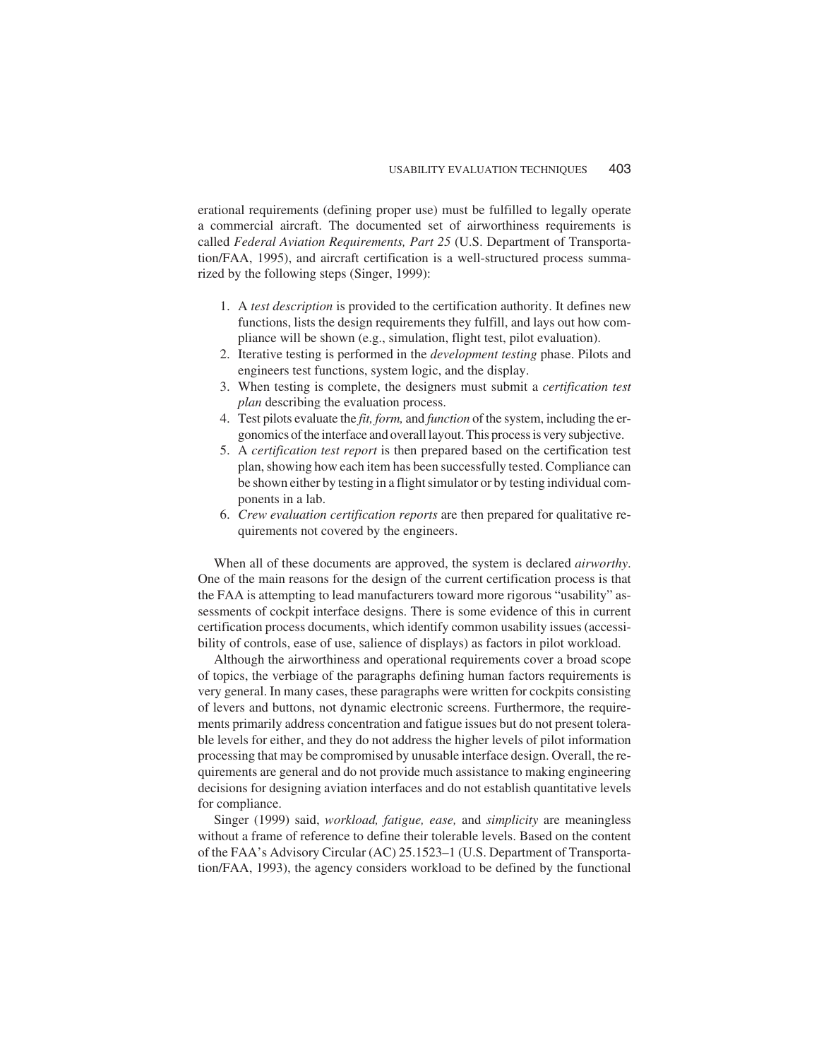erational requirements (defining proper use) must be fulfilled to legally operate a commercial aircraft. The documented set of airworthiness requirements is called *Federal Aviation Requirements, Part 25* (U.S. Department of Transportation/FAA, 1995), and aircraft certification is a well-structured process summarized by the following steps (Singer, 1999):

1. A *test description* is provided to the certification authority. It defines new functions, lists the design requirements they fulfill, and lays out how compliance will be shown (e.g., simulation, flight test, pilot evaluation).
2. Iterative testing is performed in the *development testing* phase. Pilots and engineers test functions, system logic, and the display.
3. When testing is complete, the designers must submit a *certification test plan* describing the evaluation process.
4. Test pilots evaluate the *fit, form,* and *function* of the system, including the ergonomics of the interface and overall layout. This process is very subjective.
5. A *certification test report* is then prepared based on the certification test plan, showing how each item has been successfully tested. Compliance can be shown either by testing in a flight simulator or by testing individual components in a lab.
6. *Crew evaluation certification reports* are then prepared for qualitative requirements not covered by the engineers.

When all of these documents are approved, the system is declared *airworthy*. One of the main reasons for the design of the current certification process is that the FAA is attempting to lead manufacturers toward more rigorous "usability" assessments of cockpit interface designs. There is some evidence of this in current certification process documents, which identify common usability issues (accessibility of controls, ease of use, salience of displays) as factors in pilot workload.

Although the airworthiness and operational requirements cover a broad scope of topics, the verbiage of the paragraphs defining human factors requirements is very general. In many cases, these paragraphs were written for cockpits consisting of levers and buttons, not dynamic electronic screens. Furthermore, the requirements primarily address concentration and fatigue issues but do not present tolerable levels for either, and they do not address the higher levels of pilot information processing that may be compromised by unusable interface design. Overall, the requirements are general and do not provide much assistance to making engineering decisions for designing aviation interfaces and do not establish quantitative levels for compliance.

Singer (1999) said, *workload, fatigue, ease,* and *simplicity* are meaningless without a frame of reference to define their tolerable levels. Based on the content of the FAA's Advisory Circular (AC) 25.1523–1 (U.S. Department of Transportation/FAA, 1993), the agency considers workload to be defined by the functional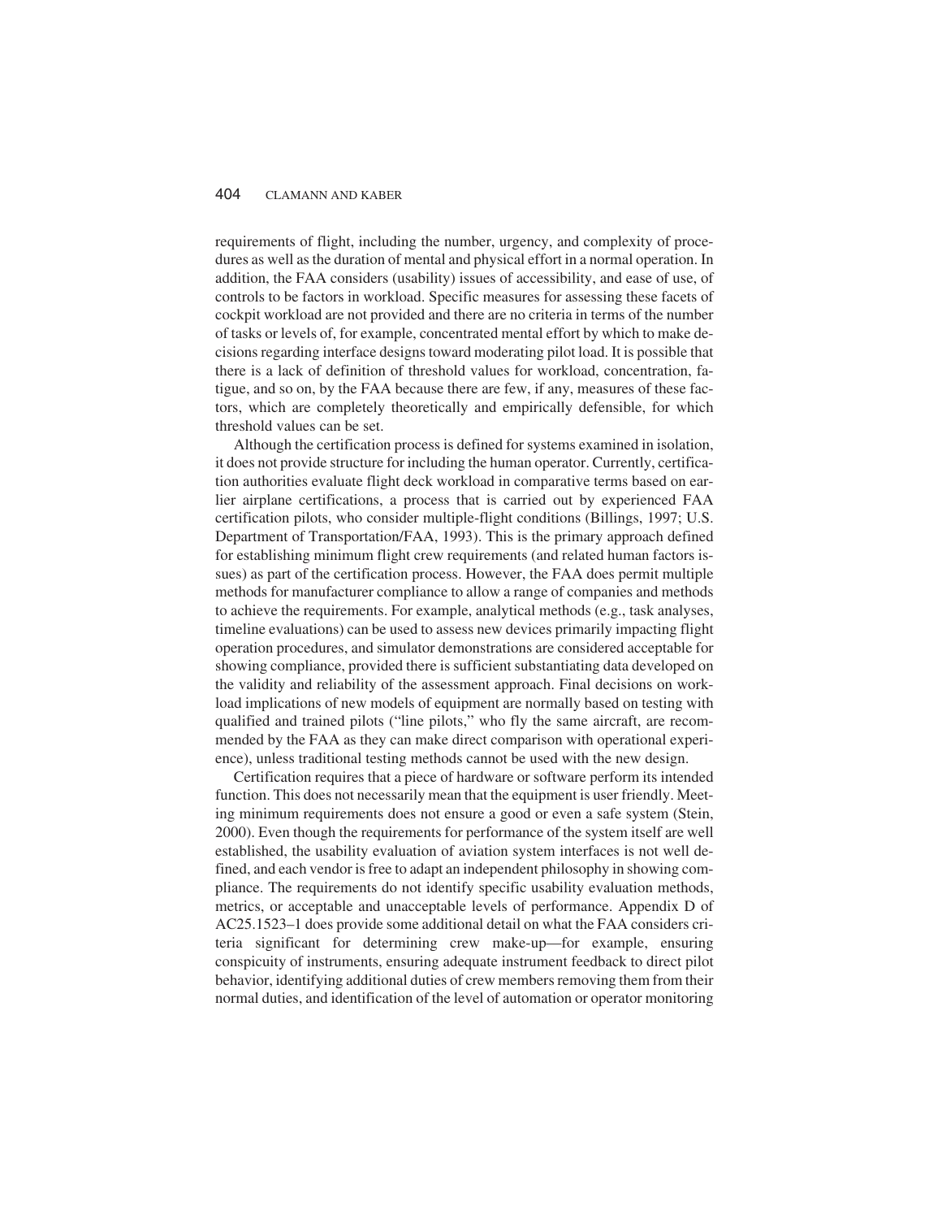requirements of flight, including the number, urgency, and complexity of procedures as well as the duration of mental and physical effort in a normal operation. In addition, the FAA considers (usability) issues of accessibility, and ease of use, of controls to be factors in workload. Specific measures for assessing these facets of cockpit workload are not provided and there are no criteria in terms of the number of tasks or levels of, for example, concentrated mental effort by which to make decisions regarding interface designs toward moderating pilot load. It is possible that there is a lack of definition of threshold values for workload, concentration, fatigue, and so on, by the FAA because there are few, if any, measures of these factors, which are completely theoretically and empirically defensible, for which threshold values can be set.

Although the certification process is defined for systems examined in isolation, it does not provide structure for including the human operator. Currently, certification authorities evaluate flight deck workload in comparative terms based on earlier airplane certifications, a process that is carried out by experienced FAA certification pilots, who consider multiple-flight conditions (Billings, 1997; U.S. Department of Transportation/FAA, 1993). This is the primary approach defined for establishing minimum flight crew requirements (and related human factors issues) as part of the certification process. However, the FAA does permit multiple methods for manufacturer compliance to allow a range of companies and methods to achieve the requirements. For example, analytical methods (e.g., task analyses, timeline evaluations) can be used to assess new devices primarily impacting flight operation procedures, and simulator demonstrations are considered acceptable for showing compliance, provided there is sufficient substantiating data developed on the validity and reliability of the assessment approach. Final decisions on workload implications of new models of equipment are normally based on testing with qualified and trained pilots ("line pilots," who fly the same aircraft, are recommended by the FAA as they can make direct comparison with operational experience), unless traditional testing methods cannot be used with the new design.

Certification requires that a piece of hardware or software perform its intended function. This does not necessarily mean that the equipment is user friendly. Meeting minimum requirements does not ensure a good or even a safe system (Stein, 2000). Even though the requirements for performance of the system itself are well established, the usability evaluation of aviation system interfaces is not well defined, and each vendor is free to adapt an independent philosophy in showing compliance. The requirements do not identify specific usability evaluation methods, metrics, or acceptable and unacceptable levels of performance. Appendix D of AC25.1523–1 does provide some additional detail on what the FAA considers criteria significant for determining crew make-up—for example, ensuring conspicuity of instruments, ensuring adequate instrument feedback to direct pilot behavior, identifying additional duties of crew members removing them from their normal duties, and identification of the level of automation or operator monitoring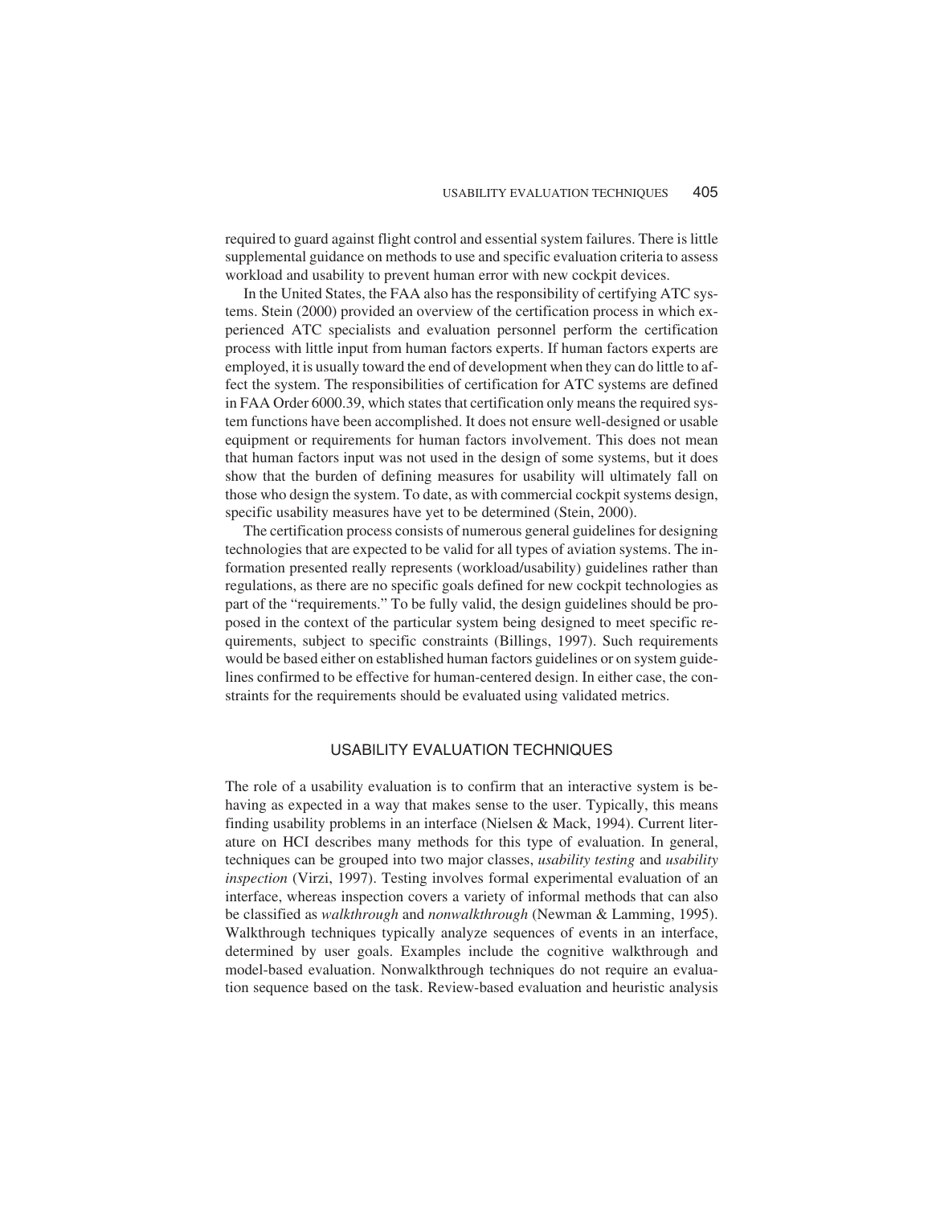required to guard against flight control and essential system failures. There is little supplemental guidance on methods to use and specific evaluation criteria to assess workload and usability to prevent human error with new cockpit devices.

In the United States, the FAA also has the responsibility of certifying ATC systems. Stein (2000) provided an overview of the certification process in which experienced ATC specialists and evaluation personnel perform the certification process with little input from human factors experts. If human factors experts are employed, it is usually toward the end of development when they can do little to affect the system. The responsibilities of certification for ATC systems are defined in FAA Order 6000.39, which states that certification only means the required system functions have been accomplished. It does not ensure well-designed or usable equipment or requirements for human factors involvement. This does not mean that human factors input was not used in the design of some systems, but it does show that the burden of defining measures for usability will ultimately fall on those who design the system. To date, as with commercial cockpit systems design, specific usability measures have yet to be determined (Stein, 2000).

The certification process consists of numerous general guidelines for designing technologies that are expected to be valid for all types of aviation systems. The information presented really represents (workload/usability) guidelines rather than regulations, as there are no specific goals defined for new cockpit technologies as part of the "requirements." To be fully valid, the design guidelines should be proposed in the context of the particular system being designed to meet specific requirements, subject to specific constraints (Billings, 1997). Such requirements would be based either on established human factors guidelines or on system guidelines confirmed to be effective for human-centered design. In either case, the constraints for the requirements should be evaluated using validated metrics.

## USABILITY EVALUATION TECHNIQUES

The role of a usability evaluation is to confirm that an interactive system is behaving as expected in a way that makes sense to the user. Typically, this means finding usability problems in an interface (Nielsen & Mack, 1994). Current literature on HCI describes many methods for this type of evaluation. In general, techniques can be grouped into two major classes, *usability testing* and *usability inspection* (Virzi, 1997). Testing involves formal experimental evaluation of an interface, whereas inspection covers a variety of informal methods that can also be classified as *walkthrough* and *nonwalkthrough* (Newman & Lamming, 1995). Walkthrough techniques typically analyze sequences of events in an interface, determined by user goals. Examples include the cognitive walkthrough and model-based evaluation. Nonwalkthrough techniques do not require an evaluation sequence based on the task. Review-based evaluation and heuristic analysis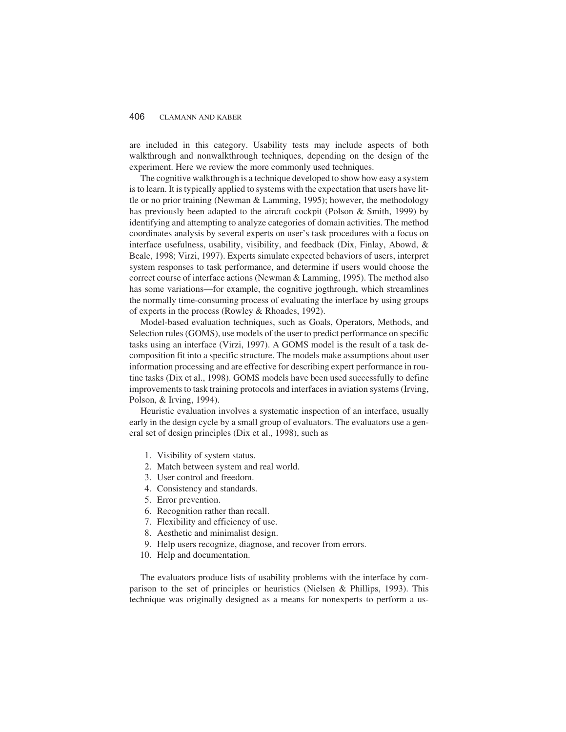are included in this category. Usability tests may include aspects of both walkthrough and nonwalkthrough techniques, depending on the design of the experiment. Here we review the more commonly used techniques.

The cognitive walkthrough is a technique developed to show how easy a system is to learn. It is typically applied to systems with the expectation that users have little or no prior training (Newman & Lamming, 1995); however, the methodology has previously been adapted to the aircraft cockpit (Polson & Smith, 1999) by identifying and attempting to analyze categories of domain activities. The method coordinates analysis by several experts on user's task procedures with a focus on interface usefulness, usability, visibility, and feedback (Dix, Finlay, Abowd, & Beale, 1998; Virzi, 1997). Experts simulate expected behaviors of users, interpret system responses to task performance, and determine if users would choose the correct course of interface actions (Newman & Lamming, 1995). The method also has some variations—for example, the cognitive jogthrough, which streamlines the normally time-consuming process of evaluating the interface by using groups of experts in the process (Rowley & Rhoades, 1992).

Model-based evaluation techniques, such as Goals, Operators, Methods, and Selection rules (GOMS), use models of the user to predict performance on specific tasks using an interface (Virzi, 1997). A GOMS model is the result of a task decomposition fit into a specific structure. The models make assumptions about user information processing and are effective for describing expert performance in routine tasks (Dix et al., 1998). GOMS models have been used successfully to define improvements to task training protocols and interfaces in aviation systems (Irving, Polson, & Irving, 1994).

Heuristic evaluation involves a systematic inspection of an interface, usually early in the design cycle by a small group of evaluators. The evaluators use a general set of design principles (Dix et al., 1998), such as

1. Visibility of system status.
2. Match between system and real world.
3. User control and freedom.
4. Consistency and standards.
5. Error prevention.
6. Recognition rather than recall.
7. Flexibility and efficiency of use.
8. Aesthetic and minimalist design.
9. Help users recognize, diagnose, and recover from errors.
10. Help and documentation.

The evaluators produce lists of usability problems with the interface by comparison to the set of principles or heuristics (Nielsen & Phillips, 1993). This technique was originally designed as a means for nonexperts to perform a us-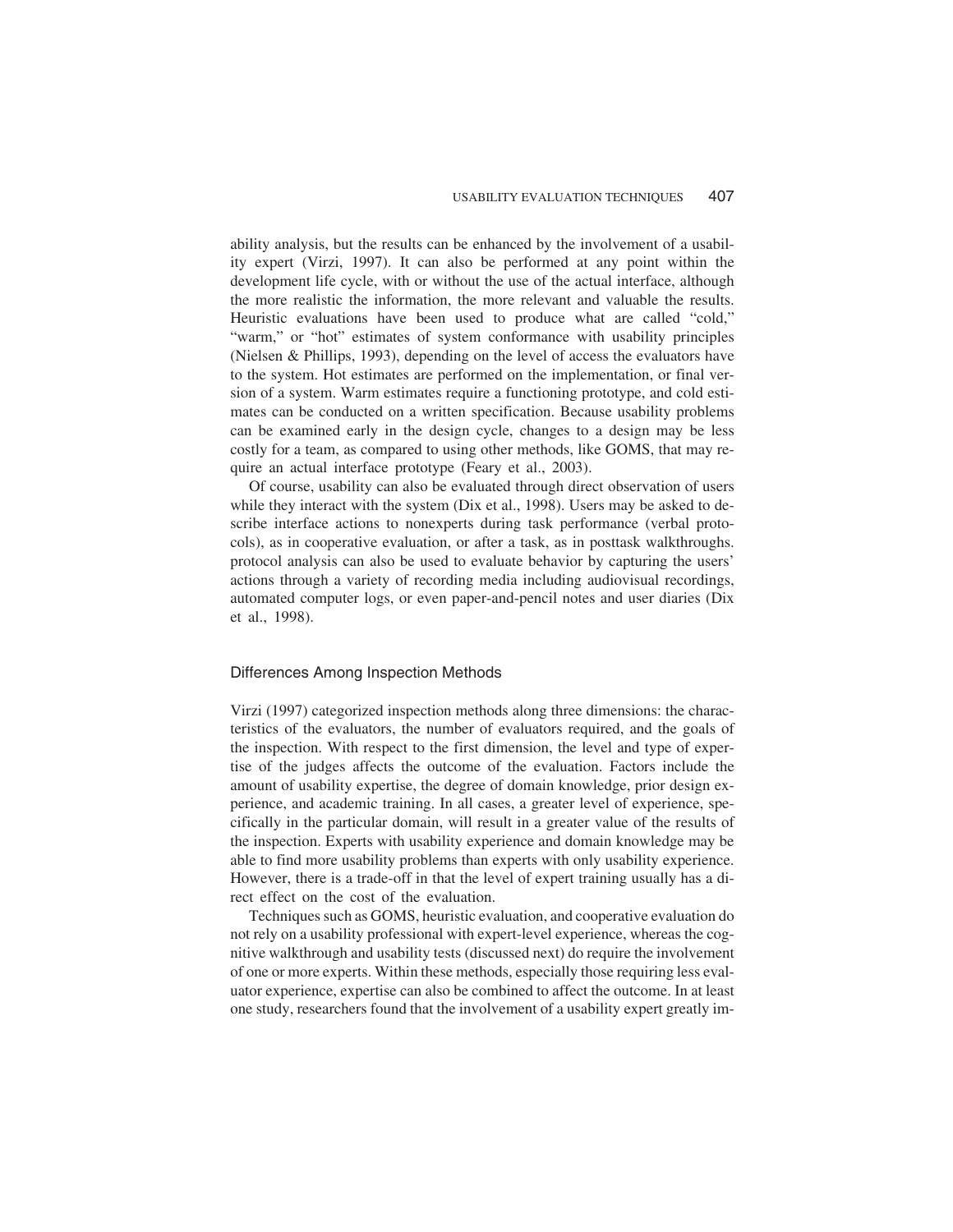ability analysis, but the results can be enhanced by the involvement of a usability expert (Virzi, 1997). It can also be performed at any point within the development life cycle, with or without the use of the actual interface, although the more realistic the information, the more relevant and valuable the results. Heuristic evaluations have been used to produce what are called "cold," "warm," or "hot" estimates of system conformance with usability principles (Nielsen & Phillips, 1993), depending on the level of access the evaluators have to the system. Hot estimates are performed on the implementation, or final version of a system. Warm estimates require a functioning prototype, and cold estimates can be conducted on a written specification. Because usability problems can be examined early in the design cycle, changes to a design may be less costly for a team, as compared to using other methods, like GOMS, that may require an actual interface prototype (Feary et al., 2003).

Of course, usability can also be evaluated through direct observation of users while they interact with the system (Dix et al., 1998). Users may be asked to describe interface actions to nonexperts during task performance (verbal protocols), as in cooperative evaluation, or after a task, as in posttask walkthroughs. protocol analysis can also be used to evaluate behavior by capturing the users' actions through a variety of recording media including audiovisual recordings, automated computer logs, or even paper-and-pencil notes and user diaries (Dix et al., 1998).

## Differences Among Inspection Methods

Virzi (1997) categorized inspection methods along three dimensions: the characteristics of the evaluators, the number of evaluators required, and the goals of the inspection. With respect to the first dimension, the level and type of expertise of the judges affects the outcome of the evaluation. Factors include the amount of usability expertise, the degree of domain knowledge, prior design experience, and academic training. In all cases, a greater level of experience, specifically in the particular domain, will result in a greater value of the results of the inspection. Experts with usability experience and domain knowledge may be able to find more usability problems than experts with only usability experience. However, there is a trade-off in that the level of expert training usually has a direct effect on the cost of the evaluation.

Techniques such as GOMS, heuristic evaluation, and cooperative evaluation do not rely on a usability professional with expert-level experience, whereas the cognitive walkthrough and usability tests (discussed next) do require the involvement of one or more experts. Within these methods, especially those requiring less evaluator experience, expertise can also be combined to affect the outcome. In at least one study, researchers found that the involvement of a usability expert greatly im-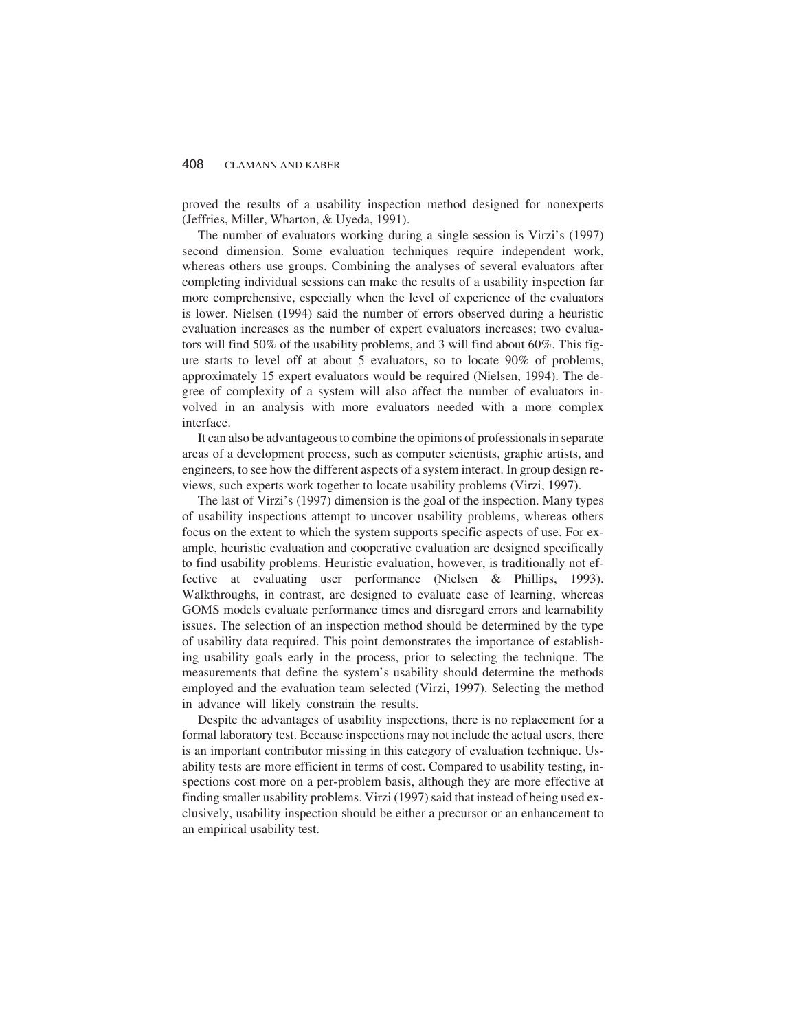proved the results of a usability inspection method designed for nonexperts (Jeffries, Miller, Wharton, & Uyeda, 1991).

The number of evaluators working during a single session is Virzi's (1997) second dimension. Some evaluation techniques require independent work, whereas others use groups. Combining the analyses of several evaluators after completing individual sessions can make the results of a usability inspection far more comprehensive, especially when the level of experience of the evaluators is lower. Nielsen (1994) said the number of errors observed during a heuristic evaluation increases as the number of expert evaluators increases; two evaluators will find 50% of the usability problems, and 3 will find about 60%. This figure starts to level off at about 5 evaluators, so to locate 90% of problems, approximately 15 expert evaluators would be required (Nielsen, 1994). The degree of complexity of a system will also affect the number of evaluators involved in an analysis with more evaluators needed with a more complex interface.

It can also be advantageous to combine the opinions of professionals in separate areas of a development process, such as computer scientists, graphic artists, and engineers, to see how the different aspects of a system interact. In group design reviews, such experts work together to locate usability problems (Virzi, 1997).

The last of Virzi's (1997) dimension is the goal of the inspection. Many types of usability inspections attempt to uncover usability problems, whereas others focus on the extent to which the system supports specific aspects of use. For example, heuristic evaluation and cooperative evaluation are designed specifically to find usability problems. Heuristic evaluation, however, is traditionally not effective at evaluating user performance (Nielsen & Phillips, 1993). Walkthroughs, in contrast, are designed to evaluate ease of learning, whereas GOMS models evaluate performance times and disregard errors and learnability issues. The selection of an inspection method should be determined by the type of usability data required. This point demonstrates the importance of establishing usability goals early in the process, prior to selecting the technique. The measurements that define the system's usability should determine the methods employed and the evaluation team selected (Virzi, 1997). Selecting the method in advance will likely constrain the results.

Despite the advantages of usability inspections, there is no replacement for a formal laboratory test. Because inspections may not include the actual users, there is an important contributor missing in this category of evaluation technique. Usability tests are more efficient in terms of cost. Compared to usability testing, inspections cost more on a per-problem basis, although they are more effective at finding smaller usability problems. Virzi (1997) said that instead of being used exclusively, usability inspection should be either a precursor or an enhancement to an empirical usability test.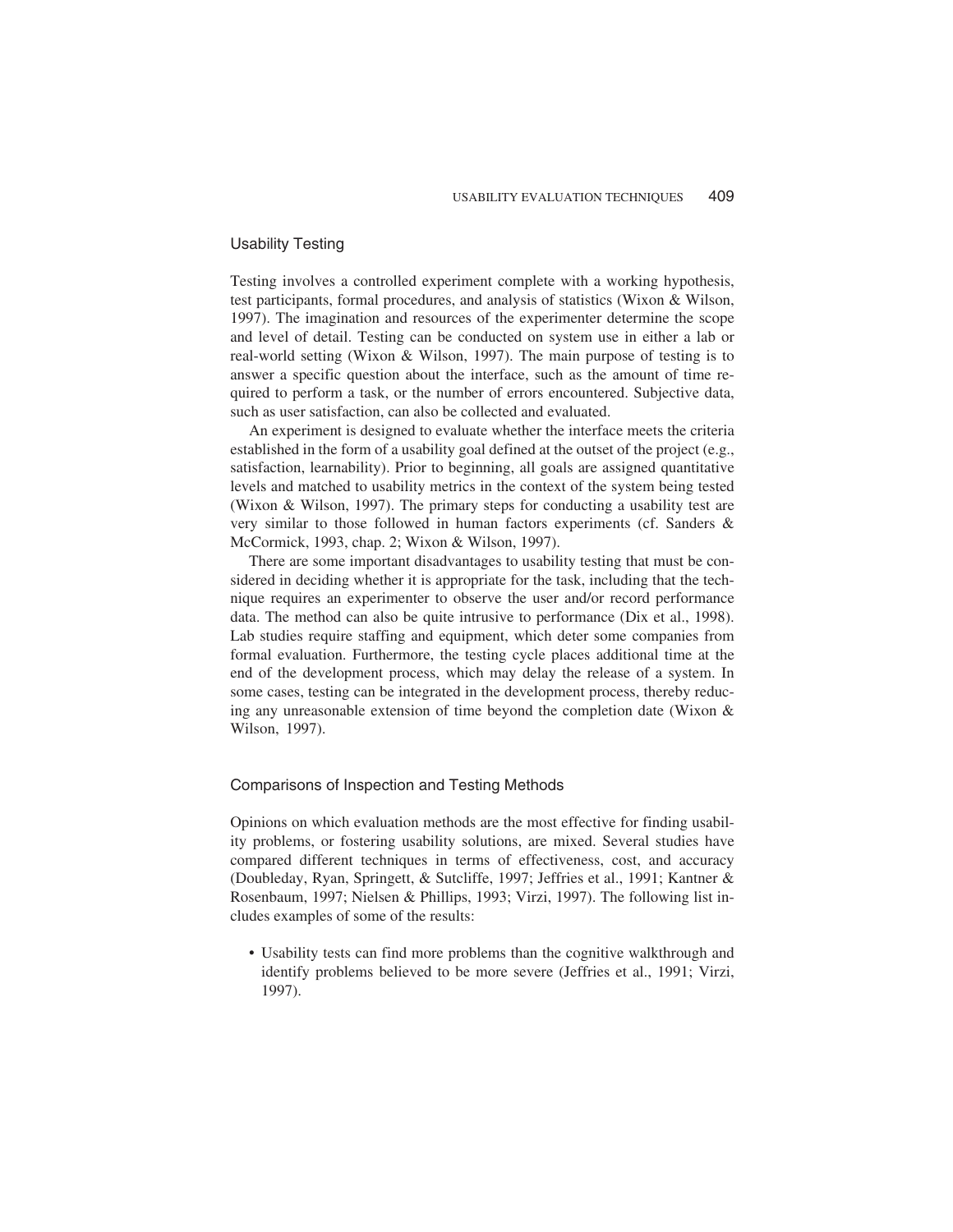## Usability Testing

Testing involves a controlled experiment complete with a working hypothesis, test participants, formal procedures, and analysis of statistics (Wixon & Wilson, 1997). The imagination and resources of the experimenter determine the scope and level of detail. Testing can be conducted on system use in either a lab or real-world setting (Wixon & Wilson, 1997). The main purpose of testing is to answer a specific question about the interface, such as the amount of time required to perform a task, or the number of errors encountered. Subjective data, such as user satisfaction, can also be collected and evaluated.

An experiment is designed to evaluate whether the interface meets the criteria established in the form of a usability goal defined at the outset of the project (e.g., satisfaction, learnability). Prior to beginning, all goals are assigned quantitative levels and matched to usability metrics in the context of the system being tested (Wixon & Wilson, 1997). The primary steps for conducting a usability test are very similar to those followed in human factors experiments (cf. Sanders & McCormick, 1993, chap. 2; Wixon & Wilson, 1997).

There are some important disadvantages to usability testing that must be considered in deciding whether it is appropriate for the task, including that the technique requires an experimenter to observe the user and/or record performance data. The method can also be quite intrusive to performance (Dix et al., 1998). Lab studies require staffing and equipment, which deter some companies from formal evaluation. Furthermore, the testing cycle places additional time at the end of the development process, which may delay the release of a system. In some cases, testing can be integrated in the development process, thereby reducing any unreasonable extension of time beyond the completion date (Wixon & Wilson, 1997).

## Comparisons of Inspection and Testing Methods

Opinions on which evaluation methods are the most effective for finding usability problems, or fostering usability solutions, are mixed. Several studies have compared different techniques in terms of effectiveness, cost, and accuracy (Doubleday, Ryan, Springett, & Sutcliffe, 1997; Jeffries et al., 1991; Kantner & Rosenbaum, 1997; Nielsen & Phillips, 1993; Virzi, 1997). The following list includes examples of some of the results:

- Usability tests can find more problems than the cognitive walkthrough and identify problems believed to be more severe (Jeffries et al., 1991; Virzi, 1997).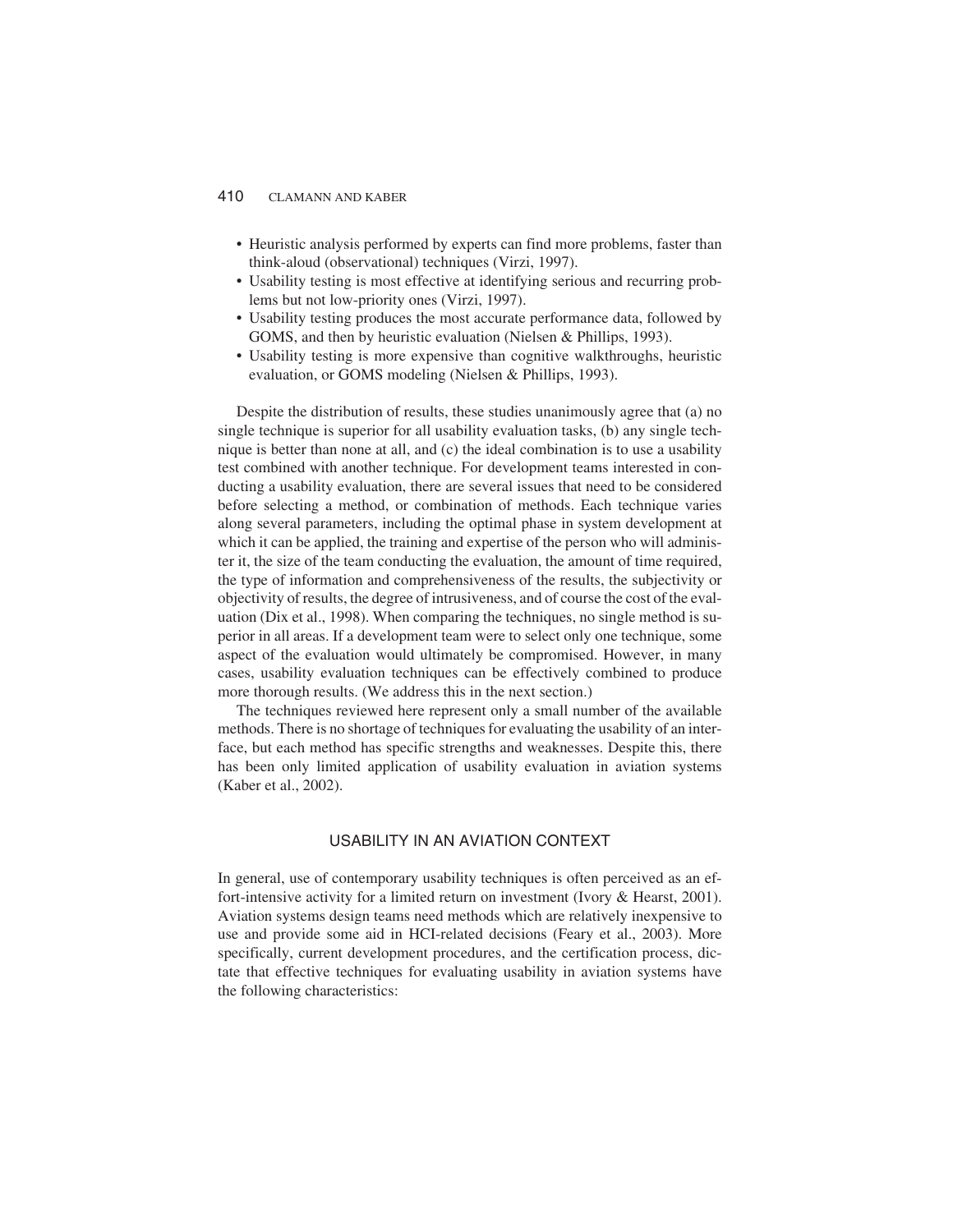- Heuristic analysis performed by experts can find more problems, faster than think-aloud (observational) techniques (Virzi, 1997).
- Usability testing is most effective at identifying serious and recurring problems but not low-priority ones (Virzi, 1997).
- Usability testing produces the most accurate performance data, followed by GOMS, and then by heuristic evaluation (Nielsen & Phillips, 1993).
- Usability testing is more expensive than cognitive walkthroughs, heuristic evaluation, or GOMS modeling (Nielsen & Phillips, 1993).

Despite the distribution of results, these studies unanimously agree that (a) no single technique is superior for all usability evaluation tasks, (b) any single technique is better than none at all, and (c) the ideal combination is to use a usability test combined with another technique. For development teams interested in conducting a usability evaluation, there are several issues that need to be considered before selecting a method, or combination of methods. Each technique varies along several parameters, including the optimal phase in system development at which it can be applied, the training and expertise of the person who will administer it, the size of the team conducting the evaluation, the amount of time required, the type of information and comprehensiveness of the results, the subjectivity or objectivity of results, the degree of intrusiveness, and of course the cost of the evaluation (Dix et al., 1998). When comparing the techniques, no single method is superior in all areas. If a development team were to select only one technique, some aspect of the evaluation would ultimately be compromised. However, in many cases, usability evaluation techniques can be effectively combined to produce more thorough results. (We address this in the next section.)

The techniques reviewed here represent only a small number of the available methods. There is no shortage of techniques for evaluating the usability of an interface, but each method has specific strengths and weaknesses. Despite this, there has been only limited application of usability evaluation in aviation systems (Kaber et al., 2002).

## USABILITY IN AN AVIATION CONTEXT

In general, use of contemporary usability techniques is often perceived as an effort-intensive activity for a limited return on investment (Ivory & Hearst, 2001). Aviation systems design teams need methods which are relatively inexpensive to use and provide some aid in HCI-related decisions (Feary et al., 2003). More specifically, current development procedures, and the certification process, dictate that effective techniques for evaluating usability in aviation systems have the following characteristics: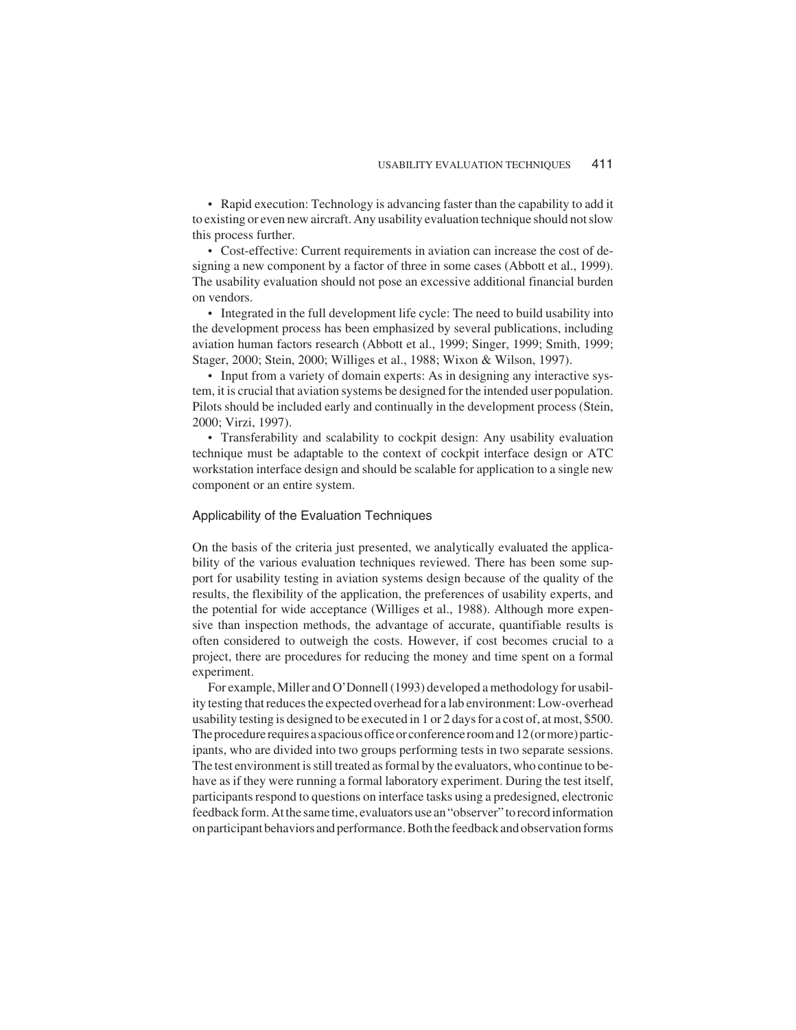- Rapid execution: Technology is advancing faster than the capability to add it to existing or even new aircraft. Any usability evaluation technique should not slow this process further.

- Cost-effective: Current requirements in aviation can increase the cost of designing a new component by a factor of three in some cases (Abbott et al., 1999). The usability evaluation should not pose an excessive additional financial burden on vendors.

- Integrated in the full development life cycle: The need to build usability into the development process has been emphasized by several publications, including aviation human factors research (Abbott et al., 1999; Singer, 1999; Smith, 1999; Stager, 2000; Stein, 2000; Williges et al., 1988; Wixon & Wilson, 1997).

- Input from a variety of domain experts: As in designing any interactive system, it is crucial that aviation systems be designed for the intended user population. Pilots should be included early and continually in the development process (Stein, 2000; Virzi, 1997).

- Transferability and scalability to cockpit design: Any usability evaluation technique must be adaptable to the context of cockpit interface design or ATC workstation interface design and should be scalable for application to a single new component or an entire system.

## Applicability of the Evaluation Techniques

On the basis of the criteria just presented, we analytically evaluated the applicability of the various evaluation techniques reviewed. There has been some support for usability testing in aviation systems design because of the quality of the results, the flexibility of the application, the preferences of usability experts, and the potential for wide acceptance (Williges et al., 1988). Although more expensive than inspection methods, the advantage of accurate, quantifiable results is often considered to outweigh the costs. However, if cost becomes crucial to a project, there are procedures for reducing the money and time spent on a formal experiment.

For example, Miller and O'Donnell (1993) developed a methodology for usability testing that reduces the expected overhead for a lab environment: Low-overhead usability testing is designed to be executed in 1 or 2 days for a cost of, at most, $500. The procedure requires a spacious office or conference room and 12 (or more) participants, who are divided into two groups performing tests in two separate sessions. The test environment is still treated as formal by the evaluators, who continue to behave as if they were running a formal laboratory experiment. During the test itself, participants respond to questions on interface tasks using a predesigned, electronic feedback form. At the same time, evaluators use an "observer" to record information on participant behaviors and performance. Both the feedback and observation forms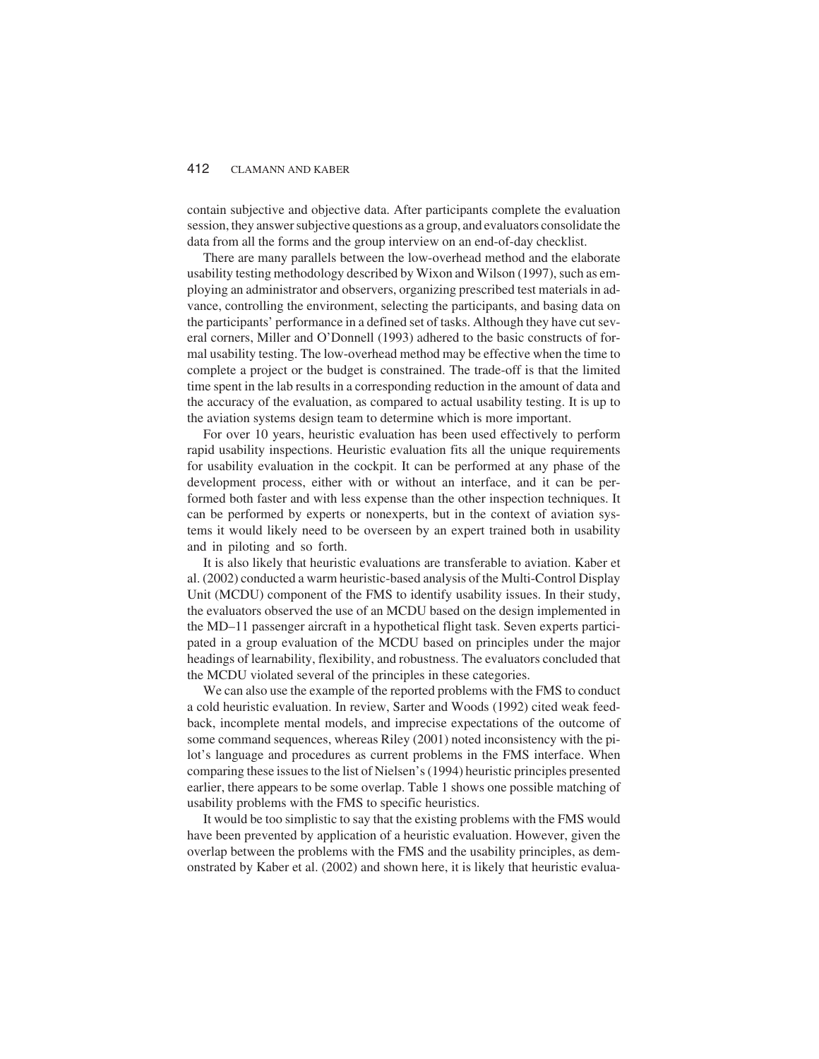contain subjective and objective data. After participants complete the evaluation session, they answer subjective questions as a group, and evaluators consolidate the data from all the forms and the group interview on an end-of-day checklist.

There are many parallels between the low-overhead method and the elaborate usability testing methodology described by Wixon and Wilson (1997), such as employing an administrator and observers, organizing prescribed test materials in advance, controlling the environment, selecting the participants, and basing data on the participants' performance in a defined set of tasks. Although they have cut several corners, Miller and O'Donnell (1993) adhered to the basic constructs of formal usability testing. The low-overhead method may be effective when the time to complete a project or the budget is constrained. The trade-off is that the limited time spent in the lab results in a corresponding reduction in the amount of data and the accuracy of the evaluation, as compared to actual usability testing. It is up to the aviation systems design team to determine which is more important.

For over 10 years, heuristic evaluation has been used effectively to perform rapid usability inspections. Heuristic evaluation fits all the unique requirements for usability evaluation in the cockpit. It can be performed at any phase of the development process, either with or without an interface, and it can be performed both faster and with less expense than the other inspection techniques. It can be performed by experts or nonexperts, but in the context of aviation systems it would likely need to be overseen by an expert trained both in usability and in piloting and so forth.

It is also likely that heuristic evaluations are transferable to aviation. Kaber et al. (2002) conducted a warm heuristic-based analysis of the Multi-Control Display Unit (MCDU) component of the FMS to identify usability issues. In their study, the evaluators observed the use of an MCDU based on the design implemented in the MD–11 passenger aircraft in a hypothetical flight task. Seven experts participated in a group evaluation of the MCDU based on principles under the major headings of learnability, flexibility, and robustness. The evaluators concluded that the MCDU violated several of the principles in these categories.

We can also use the example of the reported problems with the FMS to conduct a cold heuristic evaluation. In review, Sarter and Woods (1992) cited weak feedback, incomplete mental models, and imprecise expectations of the outcome of some command sequences, whereas Riley (2001) noted inconsistency with the pilot's language and procedures as current problems in the FMS interface. When comparing these issues to the list of Nielsen's (1994) heuristic principles presented earlier, there appears to be some overlap. Table 1 shows one possible matching of usability problems with the FMS to specific heuristics.

It would be too simplistic to say that the existing problems with the FMS would have been prevented by application of a heuristic evaluation. However, given the overlap between the problems with the FMS and the usability principles, as demonstrated by Kaber et al. (2002) and shown here, it is likely that heuristic evalua-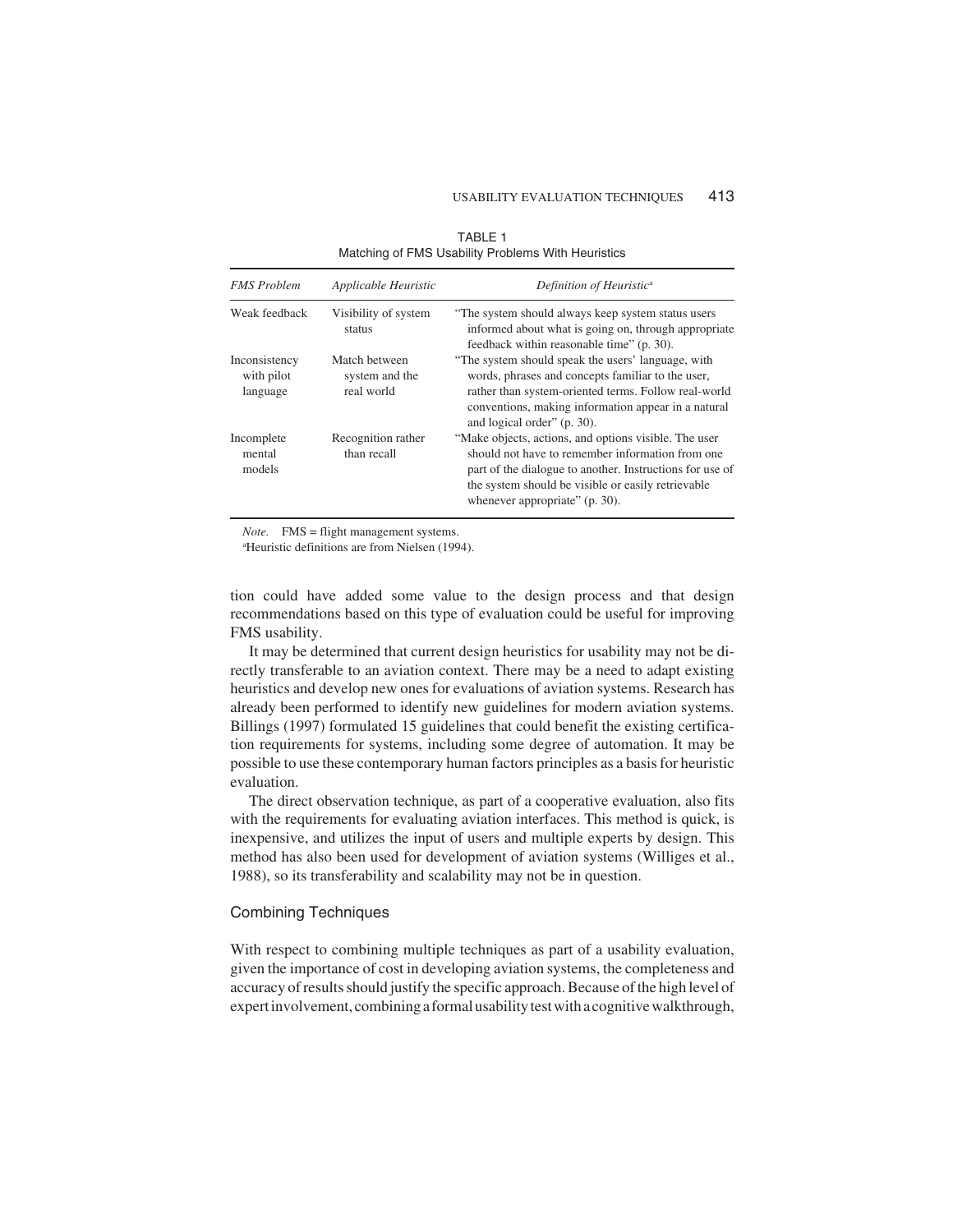TABLE 1
Matching of FMS Usability Problems With Heuristics

| *FMS Problem* | *Applicable Heuristic* | *Definition of Heuristic*[a] |
|---|---|---|
| Weak feedback | Visibility of system status | "The system should always keep system status users informed about what is going on, through appropriate feedback within reasonable time" (p. 30). |
| Inconsistency with pilot language | Match between system and the real world | "The system should speak the users' language, with words, phrases and concepts familiar to the user, rather than system-oriented terms. Follow real-world conventions, making information appear in a natural and logical order" (p. 30). |
| Incomplete mental models | Recognition rather than recall | "Make objects, actions, and options visible. The user should not have to remember information from one part of the dialogue to another. Instructions for use of the system should be visible or easily retrievable whenever appropriate" (p. 30). |

*Note*. FMS = flight management systems.
[a]Heuristic definitions are from Nielsen (1994).

tion could have added some value to the design process and that design recommendations based on this type of evaluation could be useful for improving FMS usability.

It may be determined that current design heuristics for usability may not be directly transferable to an aviation context. There may be a need to adapt existing heuristics and develop new ones for evaluations of aviation systems. Research has already been performed to identify new guidelines for modern aviation systems. Billings (1997) formulated 15 guidelines that could benefit the existing certification requirements for systems, including some degree of automation. It may be possible to use these contemporary human factors principles as a basis for heuristic evaluation.

The direct observation technique, as part of a cooperative evaluation, also fits with the requirements for evaluating aviation interfaces. This method is quick, is inexpensive, and utilizes the input of users and multiple experts by design. This method has also been used for development of aviation systems (Williges et al., 1988), so its transferability and scalability may not be in question.

### Combining Techniques

With respect to combining multiple techniques as part of a usability evaluation, given the importance of cost in developing aviation systems, the completeness and accuracy of results should justify the specific approach. Because of the high level of expert involvement, combining a formal usability test with a cognitive walkthrough,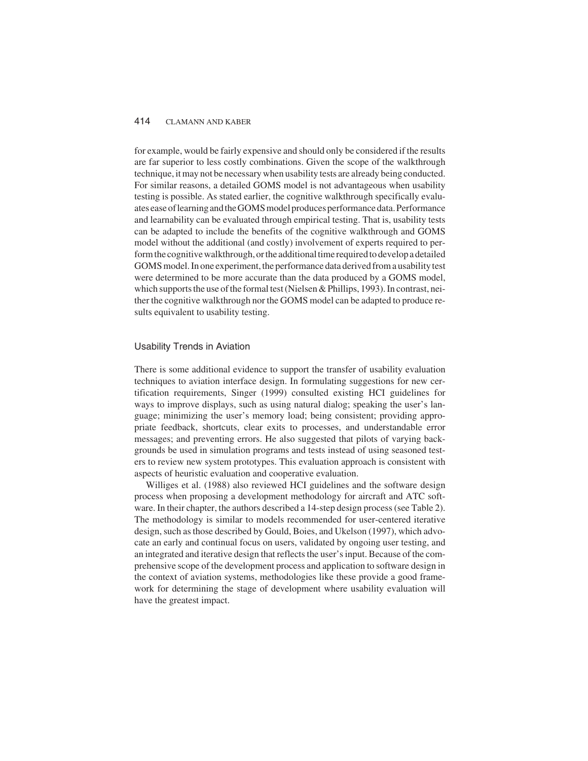for example, would be fairly expensive and should only be considered if the results are far superior to less costly combinations. Given the scope of the walkthrough technique, it may not be necessary when usability tests are already being conducted. For similar reasons, a detailed GOMS model is not advantageous when usability testing is possible. As stated earlier, the cognitive walkthrough specifically evaluates ease of learning and the GOMS model produces performance data. Performance and learnability can be evaluated through empirical testing. That is, usability tests can be adapted to include the benefits of the cognitive walkthrough and GOMS model without the additional (and costly) involvement of experts required to perform the cognitive walkthrough, or the additional time required to develop a detailed GOMS model. In one experiment, the performance data derived from a usability test were determined to be more accurate than the data produced by a GOMS model, which supports the use of the formal test (Nielsen & Phillips, 1993). In contrast, neither the cognitive walkthrough nor the GOMS model can be adapted to produce results equivalent to usability testing.

## Usability Trends in Aviation

There is some additional evidence to support the transfer of usability evaluation techniques to aviation interface design. In formulating suggestions for new certification requirements, Singer (1999) consulted existing HCI guidelines for ways to improve displays, such as using natural dialog; speaking the user's language; minimizing the user's memory load; being consistent; providing appropriate feedback, shortcuts, clear exits to processes, and understandable error messages; and preventing errors. He also suggested that pilots of varying backgrounds be used in simulation programs and tests instead of using seasoned testers to review new system prototypes. This evaluation approach is consistent with aspects of heuristic evaluation and cooperative evaluation.

Williges et al. (1988) also reviewed HCI guidelines and the software design process when proposing a development methodology for aircraft and ATC software. In their chapter, the authors described a 14-step design process (see Table 2). The methodology is similar to models recommended for user-centered iterative design, such as those described by Gould, Boies, and Ukelson (1997), which advocate an early and continual focus on users, validated by ongoing user testing, and an integrated and iterative design that reflects the user's input. Because of the comprehensive scope of the development process and application to software design in the context of aviation systems, methodologies like these provide a good framework for determining the stage of development where usability evaluation will have the greatest impact.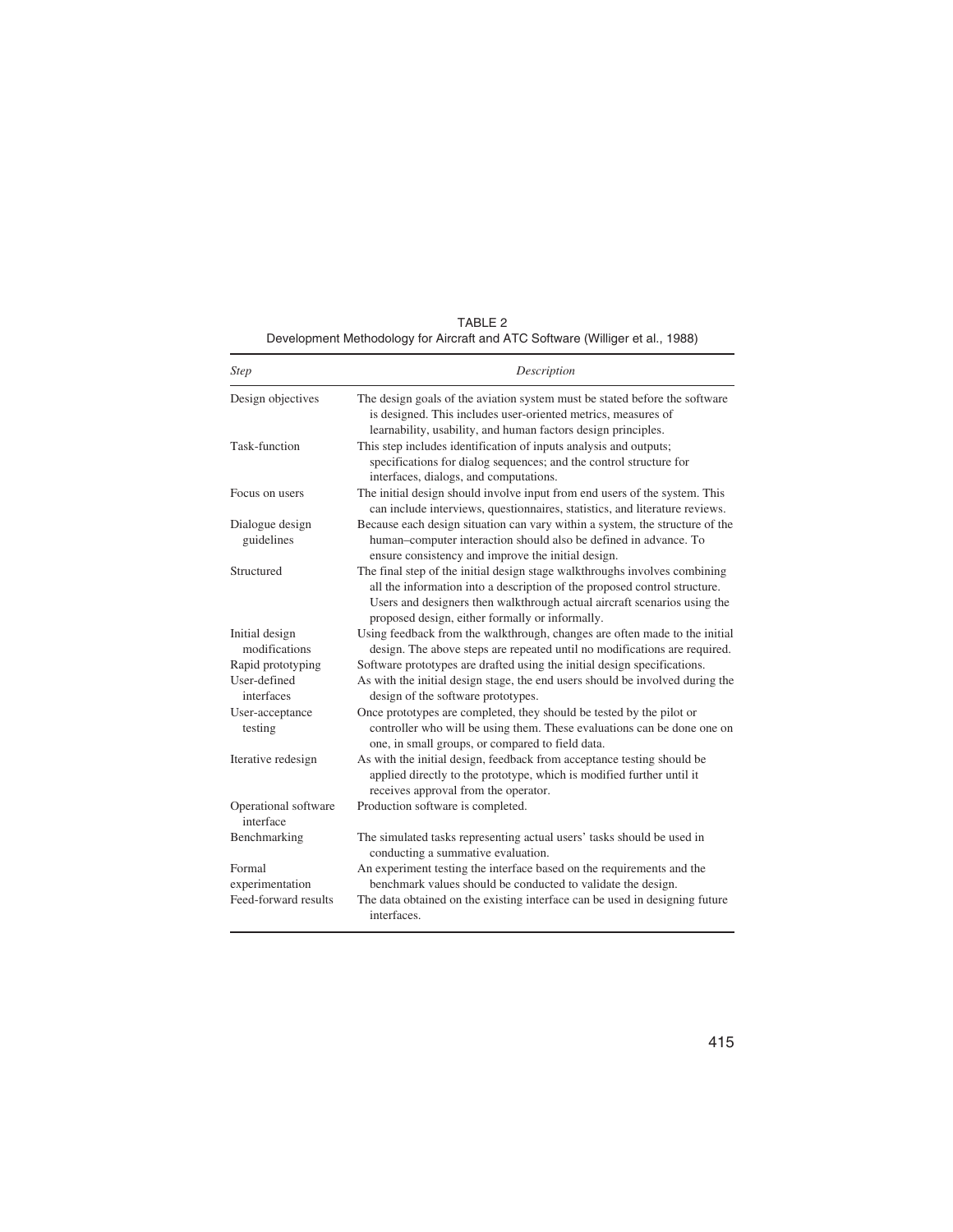TABLE 2
Development Methodology for Aircraft and ATC Software (Williger et al., 1988)

| *Step* | *Description* |
|---|---|
| Design objectives | The design goals of the aviation system must be stated before the software is designed. This includes user-oriented metrics, measures of learnability, usability, and human factors design principles. |
| Task-function | This step includes identification of inputs analysis and outputs; specifications for dialog sequences; and the control structure for interfaces, dialogs, and computations. |
| Focus on users | The initial design should involve input from end users of the system. This can include interviews, questionnaires, statistics, and literature reviews. |
| Dialogue design guidelines | Because each design situation can vary within a system, the structure of the human–computer interaction should also be defined in advance. To ensure consistency and improve the initial design. |
| Structured | The final step of the initial design stage walkthroughs involves combining all the information into a description of the proposed control structure. Users and designers then walkthrough actual aircraft scenarios using the proposed design, either formally or informally. |
| Initial design modifications | Using feedback from the walkthrough, changes are often made to the initial design. The above steps are repeated until no modifications are required. |
| Rapid prototyping | Software prototypes are drafted using the initial design specifications. |
| User-defined interfaces | As with the initial design stage, the end users should be involved during the design of the software prototypes. |
| User-acceptance testing | Once prototypes are completed, they should be tested by the pilot or controller who will be using them. These evaluations can be done one on one, in small groups, or compared to field data. |
| Iterative redesign | As with the initial design, feedback from acceptance testing should be applied directly to the prototype, which is modified further until it receives approval from the operator. |
| Operational software interface | Production software is completed. |
| Benchmarking | The simulated tasks representing actual users' tasks should be used in conducting a summative evaluation. |
| Formal experimentation | An experiment testing the interface based on the requirements and the benchmark values should be conducted to validate the design. |
| Feed-forward results | The data obtained on the existing interface can be used in designing future interfaces. |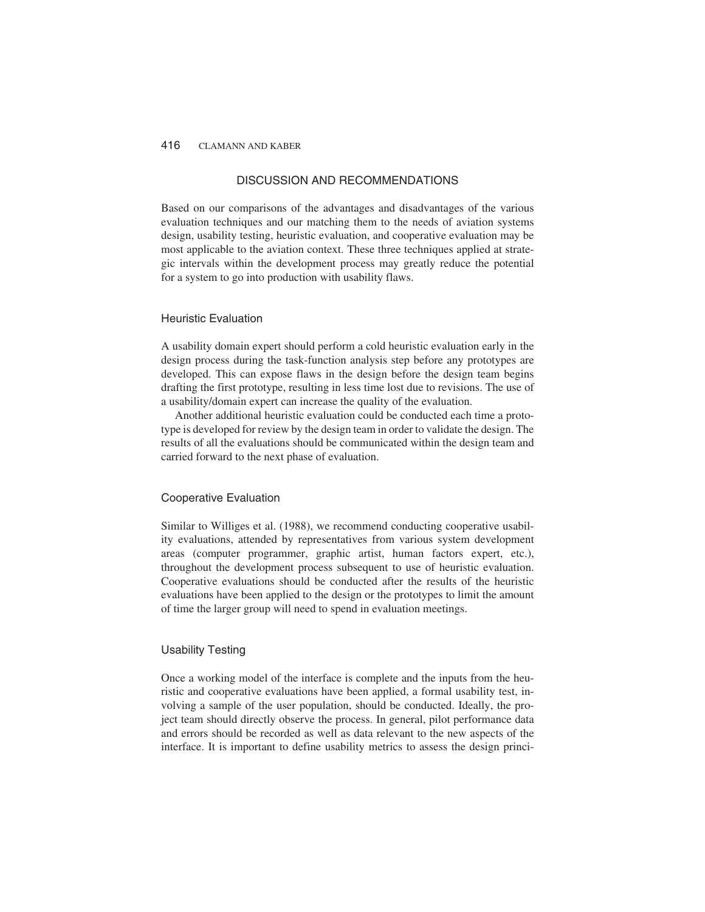## DISCUSSION AND RECOMMENDATIONS

Based on our comparisons of the advantages and disadvantages of the various evaluation techniques and our matching them to the needs of aviation systems design, usability testing, heuristic evaluation, and cooperative evaluation may be most applicable to the aviation context. These three techniques applied at strategic intervals within the development process may greatly reduce the potential for a system to go into production with usability flaws.

### Heuristic Evaluation

A usability domain expert should perform a cold heuristic evaluation early in the design process during the task-function analysis step before any prototypes are developed. This can expose flaws in the design before the design team begins drafting the first prototype, resulting in less time lost due to revisions. The use of a usability/domain expert can increase the quality of the evaluation.

Another additional heuristic evaluation could be conducted each time a prototype is developed for review by the design team in order to validate the design. The results of all the evaluations should be communicated within the design team and carried forward to the next phase of evaluation.

### Cooperative Evaluation

Similar to Williges et al. (1988), we recommend conducting cooperative usability evaluations, attended by representatives from various system development areas (computer programmer, graphic artist, human factors expert, etc.), throughout the development process subsequent to use of heuristic evaluation. Cooperative evaluations should be conducted after the results of the heuristic evaluations have been applied to the design or the prototypes to limit the amount of time the larger group will need to spend in evaluation meetings.

### Usability Testing

Once a working model of the interface is complete and the inputs from the heuristic and cooperative evaluations have been applied, a formal usability test, involving a sample of the user population, should be conducted. Ideally, the project team should directly observe the process. In general, pilot performance data and errors should be recorded as well as data relevant to the new aspects of the interface. It is important to define usability metrics to assess the design princi-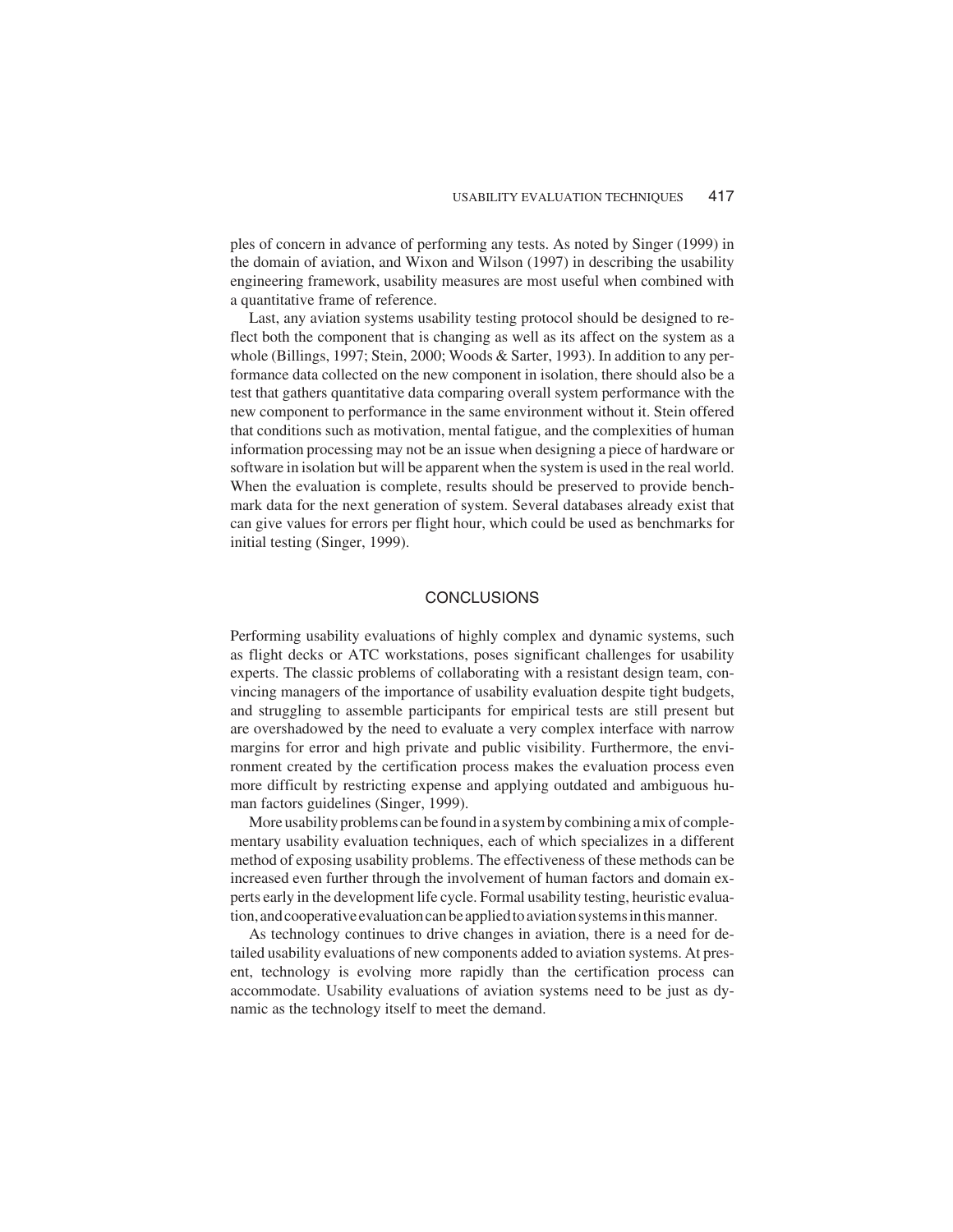ples of concern in advance of performing any tests. As noted by Singer (1999) in the domain of aviation, and Wixon and Wilson (1997) in describing the usability engineering framework, usability measures are most useful when combined with a quantitative frame of reference.

Last, any aviation systems usability testing protocol should be designed to reflect both the component that is changing as well as its affect on the system as a whole (Billings, 1997; Stein, 2000; Woods & Sarter, 1993). In addition to any performance data collected on the new component in isolation, there should also be a test that gathers quantitative data comparing overall system performance with the new component to performance in the same environment without it. Stein offered that conditions such as motivation, mental fatigue, and the complexities of human information processing may not be an issue when designing a piece of hardware or software in isolation but will be apparent when the system is used in the real world. When the evaluation is complete, results should be preserved to provide benchmark data for the next generation of system. Several databases already exist that can give values for errors per flight hour, which could be used as benchmarks for initial testing (Singer, 1999).

## CONCLUSIONS

Performing usability evaluations of highly complex and dynamic systems, such as flight decks or ATC workstations, poses significant challenges for usability experts. The classic problems of collaborating with a resistant design team, convincing managers of the importance of usability evaluation despite tight budgets, and struggling to assemble participants for empirical tests are still present but are overshadowed by the need to evaluate a very complex interface with narrow margins for error and high private and public visibility. Furthermore, the environment created by the certification process makes the evaluation process even more difficult by restricting expense and applying outdated and ambiguous human factors guidelines (Singer, 1999).

More usability problems can be found in a system by combining a mix of complementary usability evaluation techniques, each of which specializes in a different method of exposing usability problems. The effectiveness of these methods can be increased even further through the involvement of human factors and domain experts early in the development life cycle. Formal usability testing, heuristic evaluation, and cooperative evaluation can be applied to aviation systems in this manner.

As technology continues to drive changes in aviation, there is a need for detailed usability evaluations of new components added to aviation systems. At present, technology is evolving more rapidly than the certification process can accommodate. Usability evaluations of aviation systems need to be just as dynamic as the technology itself to meet the demand.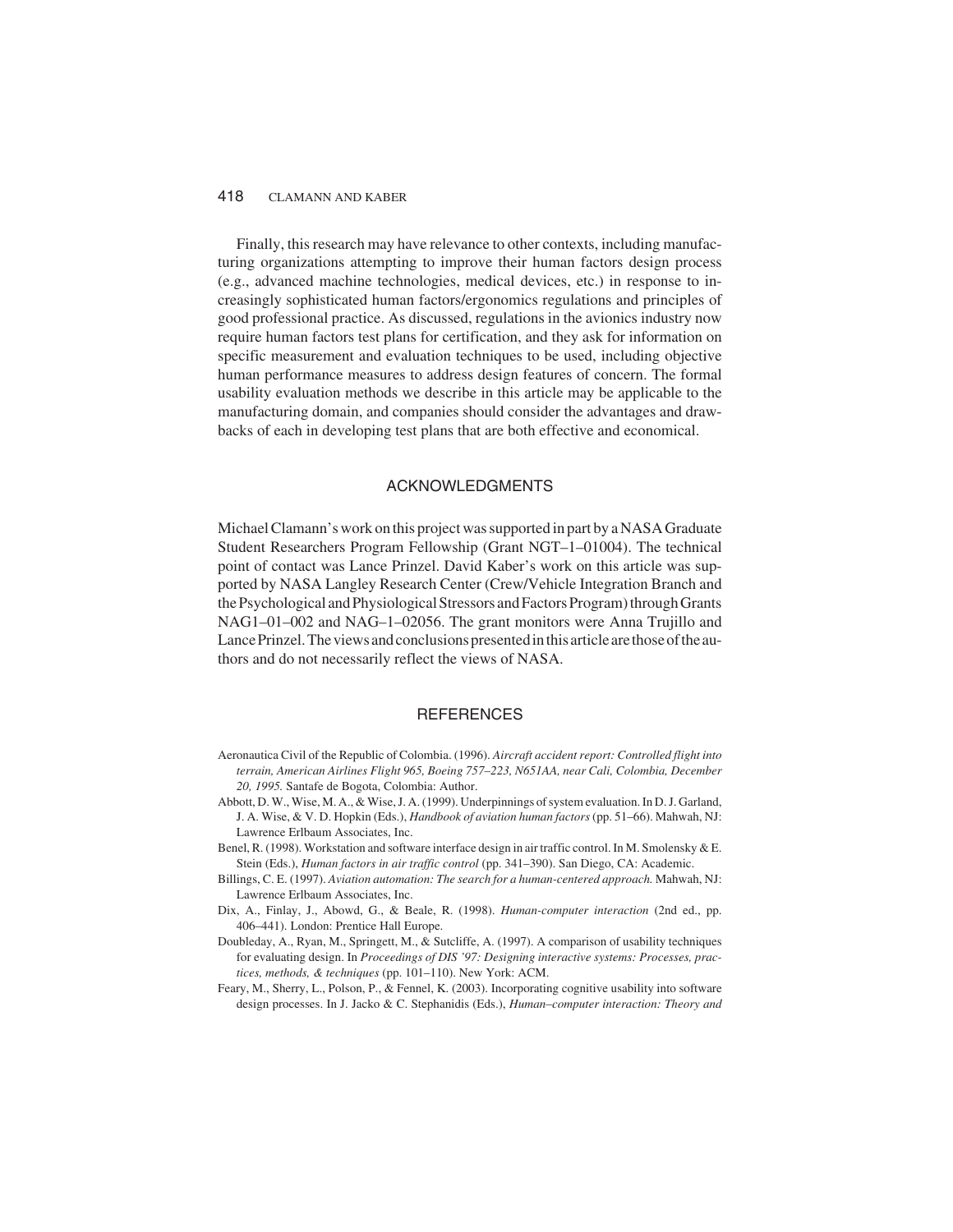Finally, this research may have relevance to other contexts, including manufacturing organizations attempting to improve their human factors design process (e.g., advanced machine technologies, medical devices, etc.) in response to increasingly sophisticated human factors/ergonomics regulations and principles of good professional practice. As discussed, regulations in the avionics industry now require human factors test plans for certification, and they ask for information on specific measurement and evaluation techniques to be used, including objective human performance measures to address design features of concern. The formal usability evaluation methods we describe in this article may be applicable to the manufacturing domain, and companies should consider the advantages and drawbacks of each in developing test plans that are both effective and economical.

## ACKNOWLEDGMENTS

Michael Clamann's work on this project was supported in part by a NASA Graduate Student Researchers Program Fellowship (Grant NGT–1–01004). The technical point of contact was Lance Prinzel. David Kaber's work on this article was supported by NASA Langley Research Center (Crew/Vehicle Integration Branch and the Psychological and Physiological Stressors and Factors Program) through Grants NAG1–01–002 and NAG–1–02056. The grant monitors were Anna Trujillo and Lance Prinzel. The views and conclusions presented in this article are those of the authors and do not necessarily reflect the views of NASA.

## REFERENCES

Aeronautica Civil of the Republic of Colombia. (1996). *Aircraft accident report: Controlled flight into terrain, American Airlines Flight 965, Boeing 757–223, N651AA, near Cali, Colombia, December 20, 1995.* Santafe de Bogota, Colombia: Author.

Abbott, D. W., Wise, M. A., & Wise, J. A. (1999). Underpinnings of system evaluation. In D. J. Garland, J. A. Wise, & V. D. Hopkin (Eds.), *Handbook of aviation human factors* (pp. 51–66). Mahwah, NJ: Lawrence Erlbaum Associates, Inc.

Benel, R. (1998). Workstation and software interface design in air traffic control. In M. Smolensky & E. Stein (Eds.), *Human factors in air traffic control* (pp. 341–390). San Diego, CA: Academic.

Billings, C. E. (1997). *Aviation automation: The search for a human-centered approach.* Mahwah, NJ: Lawrence Erlbaum Associates, Inc.

Dix, A., Finlay, J., Abowd, G., & Beale, R. (1998). *Human-computer interaction* (2nd ed., pp. 406–441). London: Prentice Hall Europe.

Doubleday, A., Ryan, M., Springett, M., & Sutcliffe, A. (1997). A comparison of usability techniques for evaluating design. In *Proceedings of DIS '97: Designing interactive systems: Processes, practices, methods, & techniques* (pp. 101–110). New York: ACM.

Feary, M., Sherry, L., Polson, P., & Fennel, K. (2003). Incorporating cognitive usability into software design processes. In J. Jacko & C. Stephanidis (Eds.), *Human–computer interaction: Theory and*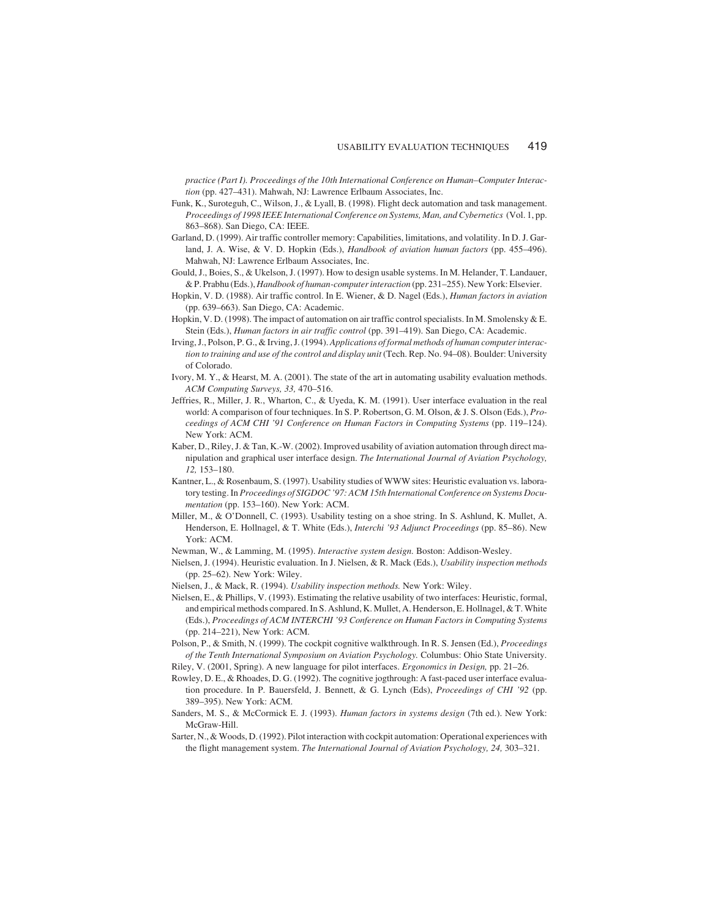*practice (Part I). Proceedings of the 10th International Conference on Human–Computer Interaction* (pp. 427–431). Mahwah, NJ: Lawrence Erlbaum Associates, Inc.

Funk, K., Suroteguh, C., Wilson, J., & Lyall, B. (1998). Flight deck automation and task management. *Proceedings of 1998 IEEE International Conference on Systems, Man, and Cybernetics* (Vol. 1, pp. 863–868). San Diego, CA: IEEE.

Garland, D. (1999). Air traffic controller memory: Capabilities, limitations, and volatility. In D. J. Garland, J. A. Wise, & V. D. Hopkin (Eds.), *Handbook of aviation human factors* (pp. 455–496). Mahwah, NJ: Lawrence Erlbaum Associates, Inc.

Gould, J., Boies, S., & Ukelson, J. (1997). How to design usable systems. In M. Helander, T. Landauer, & P. Prabhu (Eds.), *Handbook of human-computer interaction* (pp. 231–255). New York: Elsevier.

Hopkin, V. D. (1988). Air traffic control. In E. Wiener, & D. Nagel (Eds.), *Human factors in aviation* (pp. 639–663). San Diego, CA: Academic.

Hopkin, V. D. (1998). The impact of automation on air traffic control specialists. In M. Smolensky & E. Stein (Eds.), *Human factors in air traffic control* (pp. 391–419). San Diego, CA: Academic.

Irving, J., Polson, P. G., & Irving, J. (1994). *Applications of formal methods of human computer interaction to training and use of the control and display unit* (Tech. Rep. No. 94–08). Boulder: University of Colorado.

Ivory, M. Y., & Hearst, M. A. (2001). The state of the art in automating usability evaluation methods. *ACM Computing Surveys, 33,* 470–516.

Jeffries, R., Miller, J. R., Wharton, C., & Uyeda, K. M. (1991). User interface evaluation in the real world: A comparison of four techniques. In S. P. Robertson, G. M. Olson, & J. S. Olson (Eds.), *Proceedings of ACM CHI '91 Conference on Human Factors in Computing Systems* (pp. 119–124). New York: ACM.

Kaber, D., Riley, J. & Tan, K.-W. (2002). Improved usability of aviation automation through direct manipulation and graphical user interface design. *The International Journal of Aviation Psychology, 12,* 153–180.

Kantner, L., & Rosenbaum, S. (1997). Usability studies of WWW sites: Heuristic evaluation vs. laboratory testing. In *Proceedings of SIGDOC '97: ACM 15th International Conference on Systems Documentation* (pp. 153–160). New York: ACM.

Miller, M., & O'Donnell, C. (1993). Usability testing on a shoe string. In S. Ashlund, K. Mullet, A. Henderson, E. Hollnagel, & T. White (Eds.), *Interchi '93 Adjunct Proceedings* (pp. 85–86). New York: ACM.

Newman, W., & Lamming, M. (1995). *Interactive system design.* Boston: Addison-Wesley.

Nielsen, J. (1994). Heuristic evaluation. In J. Nielsen, & R. Mack (Eds.), *Usability inspection methods* (pp. 25–62). New York: Wiley.

Nielsen, J., & Mack, R. (1994). *Usability inspection methods.* New York: Wiley.

Nielsen, E., & Phillips, V. (1993). Estimating the relative usability of two interfaces: Heuristic, formal, and empirical methods compared. In S. Ashlund, K. Mullet, A. Henderson, E. Hollnagel, & T. White (Eds.), *Proceedings of ACM INTERCHI '93 Conference on Human Factors in Computing Systems* (pp. 214–221), New York: ACM.

Polson, P., & Smith, N. (1999). The cockpit cognitive walkthrough. In R. S. Jensen (Ed.), *Proceedings of the Tenth International Symposium on Aviation Psychology.* Columbus: Ohio State University.

Riley, V. (2001, Spring). A new language for pilot interfaces. *Ergonomics in Design,* pp. 21–26.

Rowley, D. E., & Rhoades, D. G. (1992). The cognitive jogthrough: A fast-paced user interface evaluation procedure. In P. Bauersfeld, J. Bennett, & G. Lynch (Eds), *Proceedings of CHI '92* (pp. 389–395). New York: ACM.

Sanders, M. S., & McCormick E. J. (1993). *Human factors in systems design* (7th ed.). New York: McGraw-Hill.

Sarter, N., & Woods, D. (1992). Pilot interaction with cockpit automation: Operational experiences with the flight management system. *The International Journal of Aviation Psychology, 24,* 303–321.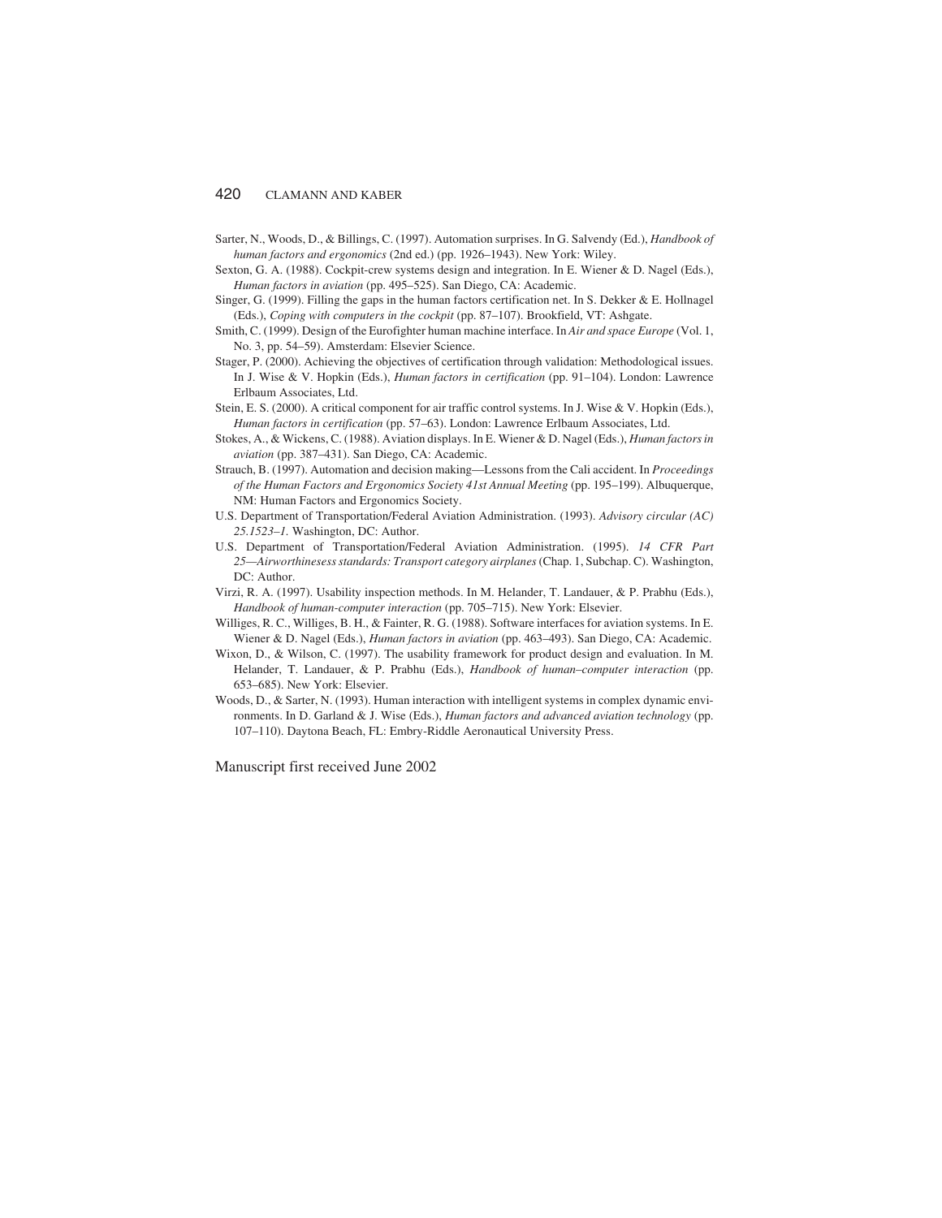Sarter, N., Woods, D., & Billings, C. (1997). Automation surprises. In G. Salvendy (Ed.), *Handbook of human factors and ergonomics* (2nd ed.) (pp. 1926–1943). New York: Wiley.

Sexton, G. A. (1988). Cockpit-crew systems design and integration. In E. Wiener & D. Nagel (Eds.), *Human factors in aviation* (pp. 495–525). San Diego, CA: Academic.

Singer, G. (1999). Filling the gaps in the human factors certification net. In S. Dekker & E. Hollnagel (Eds.), *Coping with computers in the cockpit* (pp. 87–107). Brookfield, VT: Ashgate.

Smith, C. (1999). Design of the Eurofighter human machine interface. In *Air and space Europe* (Vol. 1, No. 3, pp. 54–59). Amsterdam: Elsevier Science.

Stager, P. (2000). Achieving the objectives of certification through validation: Methodological issues. In J. Wise & V. Hopkin (Eds.), *Human factors in certification* (pp. 91–104). London: Lawrence Erlbaum Associates, Ltd.

Stein, E. S. (2000). A critical component for air traffic control systems. In J. Wise & V. Hopkin (Eds.), *Human factors in certification* (pp. 57–63). London: Lawrence Erlbaum Associates, Ltd.

Stokes, A., & Wickens, C. (1988). Aviation displays. In E. Wiener & D. Nagel (Eds.), *Human factors in aviation* (pp. 387–431). San Diego, CA: Academic.

Strauch, B. (1997). Automation and decision making—Lessons from the Cali accident. In *Proceedings of the Human Factors and Ergonomics Society 41st Annual Meeting* (pp. 195–199). Albuquerque, NM: Human Factors and Ergonomics Society.

U.S. Department of Transportation/Federal Aviation Administration. (1993). *Advisory circular (AC) 25.1523–1.* Washington, DC: Author.

U.S. Department of Transportation/Federal Aviation Administration. (1995). *14 CFR Part 25—Airworthinesess standards: Transport category airplanes* (Chap. 1, Subchap. C). Washington, DC: Author.

Virzi, R. A. (1997). Usability inspection methods. In M. Helander, T. Landauer, & P. Prabhu (Eds.), *Handbook of human-computer interaction* (pp. 705–715). New York: Elsevier.

Williges, R. C., Williges, B. H., & Fainter, R. G. (1988). Software interfaces for aviation systems. In E. Wiener & D. Nagel (Eds.), *Human factors in aviation* (pp. 463–493). San Diego, CA: Academic.

Wixon, D., & Wilson, C. (1997). The usability framework for product design and evaluation. In M. Helander, T. Landauer, & P. Prabhu (Eds.), *Handbook of human–computer interaction* (pp. 653–685). New York: Elsevier.

Woods, D., & Sarter, N. (1993). Human interaction with intelligent systems in complex dynamic environments. In D. Garland & J. Wise (Eds.), *Human factors and advanced aviation technology* (pp. 107–110). Daytona Beach, FL: Embry-Riddle Aeronautical University Press.

Manuscript first received June 2002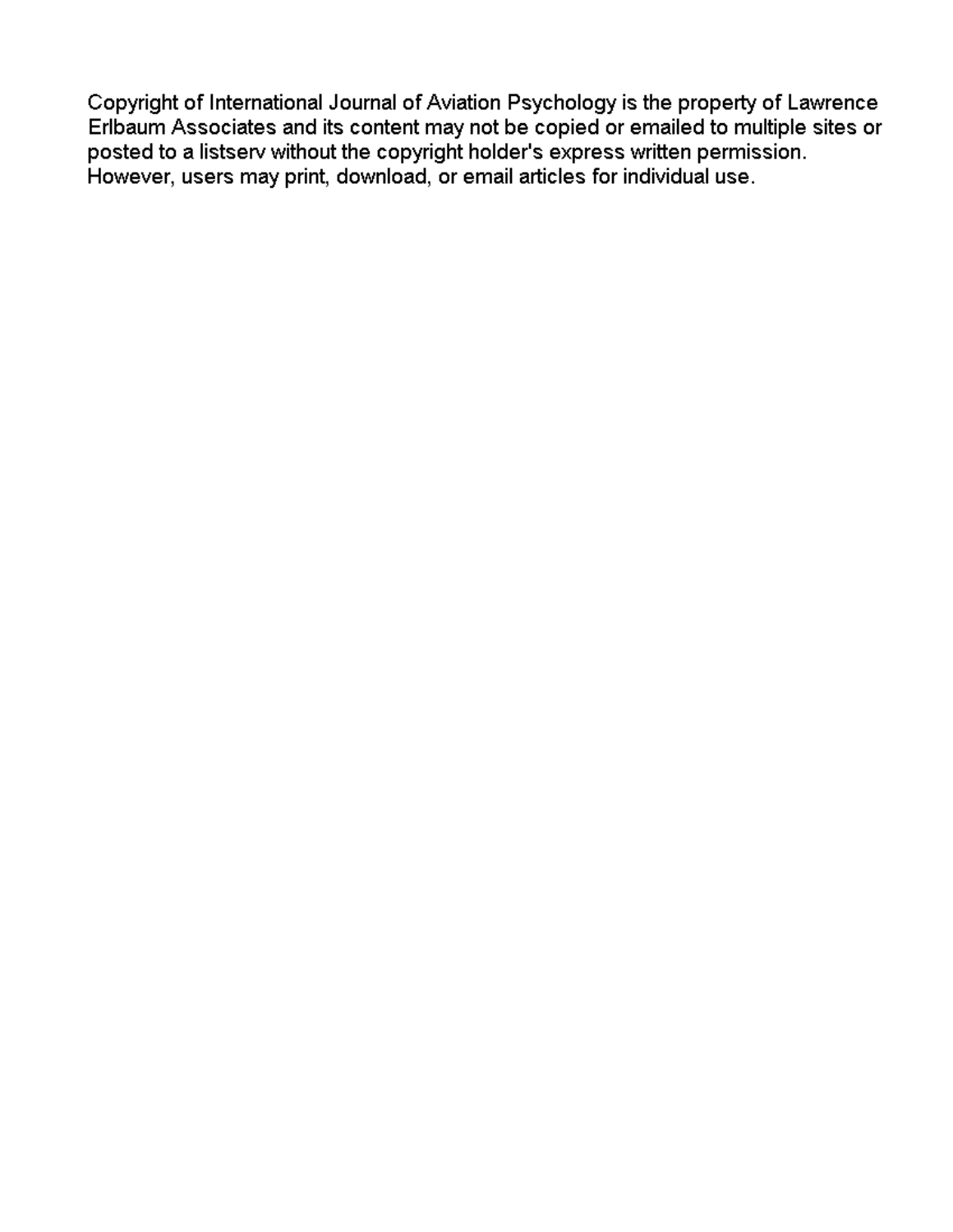Copyright of International Journal of Aviation Psychology is the property of Lawrence Erlbaum Associates and its content may not be copied or emailed to multiple sites or posted to a listserv without the copyright holder's express written permission. However, users may print, download, or email articles for individual use.